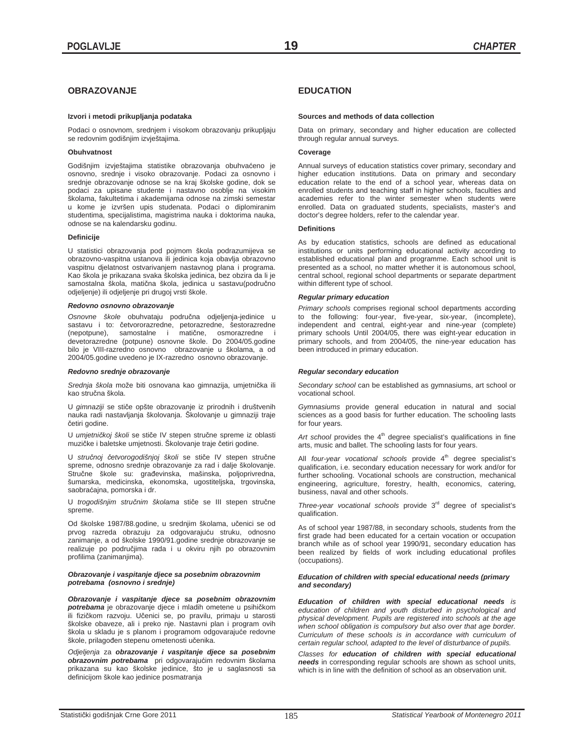# POGLAVLJE 19 CHAPTER

## OBRAZOVANJE

**Izvori i metodi prikupljanja podataka**

Podaci o osnovnom, srednjem i visokom obrazovanju prikupljaju se redovnim godišnjim izvještajima.

**Obuhvatnost**

Godišnjim izvještajima statistike obrazovanja obuhvaćeno je osnovno, srednje i visoko obrazovanje. Podaci za osnovno i srednje obrazovanje odnose se na kraj školske godine, dok se podaci za upisane studente i nastavno osoblje na visokim školama, fakultetima i akademijama odnose na zimski semestar u kome je izvršen upis studenata. Podaci o diplomiranim studentima, specijalistima, magistrima nauka i doktorima nauka, odnose se na kalendarsku godinu.

**Definicije**

U statistici obrazovanja pod pojmom škola podrazumijeva se obrazovno-vaspitna ustanova ili jedinica koja obavlja obrazovno vaspitnu djelatnost ostvarivanjem nastavnog plana i programa. Kao škola je prikazana svaka školska jedinica, bez obzira da li je samostalna škola, matična škola, jedinica u sastavu(područno odjeljenje) ili odjeljenje pri drugoj vrsti škole.

***Redovno osnovno obrazovanje***

*Osnovne škole* obuhvataju područna odjeljenja-jedinice u sastavu i to: četvororazredne, petorazredne, šestorazredne (nepotpune), samostalne i matične, osmorazredne i devetorazredne (potpune) osnovne škole. Do 2004/05.godine bilo je VIII-razredno osnovno obrazovanje u školama, a od 2004/05.godine uvedeno je IX-razredno osnovno obrazovanje.

***Redovno srednje obrazovanje***

*Srednja škola* može biti osnovana kao gimnazija, umjetnička ili kao stručna škola.

U *gimnaziji* se stiče opšte obrazovanje iz prirodnih i društvenih nauka radi nastavljanja školovanja. Školovanje u gimnaziji traje četiri godine.

U *umjetničkoj školi* se stiče IV stepen stručne spreme iz oblasti muzičke i baletske umjetnosti. Školovanje traje četiri godine.

U *stručnoj četvorogodišnjoj školi* se stiče IV stepen stručne spreme, odnosno srednje obrazovanje za rad i dalje školovanje. Stručne škole su: građevinska, mašinska, poljoprivredna, šumarska, medicinska, ekonomska, ugostiteljska, trgovinska, saobraćajna, pomorska i dr.

U *trogodišnjim stručnim školama* stiče se III stepen stručne spreme.

Od školske 1987/88.godine, u srednjim školama, učenici se od prvog razreda obrazuju za odgovarajuću struku, odnosno zanimanje, a od školske 1990/91.godine srednje obrazovanje se realizuje po područjima rada i u okviru njih po obrazovnim profilima (zanimanjima).

***Obrazovanje i vaspitanje djece sa posebnim obrazovnim potrebama (osnovno i srednje)***

***Obrazovanje i vaspitanje djece sa posebnim obrazovnim potrebama*** je obrazovanje djece i mladih ometene u psihičkom ili fizičkom razvoju. Učenici se, po pravilu, primaju u starosti školske obaveze, ali i preko nje. Nastavni plan i program ovih škola u skladu je s planom i programom odgovarajuće redovne škole, prilagođen stepenu ometenosti učenika.

*Odjeljenja* za ***obrazovanje i vaspitanje djece sa posebnim obrazovnim potrebama*** pri odgovarajućim redovnim školama prikazana su kao školske jedinice, što je u saglasnosti sa definicijom škole kao jedinice posmatranja

## EDUCATION

**Sources and methods of data collection**

Data on primary, secondary and higher education are collected through regular annual surveys.

**Coverage**

Annual surveys of education statistics cover primary, secondary and higher education institutions. Data on primary and secondary education relate to the end of a school year, whereas data on enrolled students and teaching staff in higher schools, faculties and academies refer to the winter semester when students were enrolled. Data on graduated students, specialists, master's and doctor's degree holders, refer to the calendar year.

**Definitions**

As by education statistics, schools are defined as educational institutions or units performing educational activity according to established educational plan and programme. Each school unit is presented as a school, no matter whether it is autonomous school, central school, regional school departments or separate department within different type of school.

***Regular primary education***

*Primary schools* comprises regional school departments according to the following: four-year, five-year, six-year, (incomplete), independent and central, eight-year and nine-year (complete) primary schools Until 2004/05, there was eight-year education in primary schools, and from 2004/05, the nine-year education has been introduced in primary education.

***Regular secondary education***

*Secondary school* can be established as gymnasiums, art school or vocational school.

*Gymnasiums* provide general education in natural and social sciences as a good basis for further education. The schooling lasts for four years.

*Art school* provides the 4th degree specialist's qualifications in fine arts, music and ballet. The schooling lasts for four years.

All *four-year vocational schools* provide 4th degree specialist's qualification, i.e. secondary education necessary for work and/or for further schooling. Vocational schools are construction, mechanical engineering, agriculture, forestry, health, economics, catering, business, naval and other schools.

*Three-year vocational schools* provide 3rd degree of specialist's qualification.

As of school year 1987/88, in secondary schools, students from the first grade had been educated for a certain vocation or occupation branch while as of school year 1990/91, secondary education has been realized by fields of work including educational profiles (occupations).

***Education of children with special educational needs (primary and secondary)***

***Education of children with special educational needs*** *is education of children and youth disturbed in psychological and physical development. Pupils are registered into schools at the age when school obligation is compulsory but also over that age border. Curriculum of these schools is in accordance with curriculum of certain regular school, adapted to the level of disturbance of pupils.*

*Classes for* ***education of children with special educational needs*** in corresponding regular schools are shown as school units, which is in line with the definition of school as an observation unit.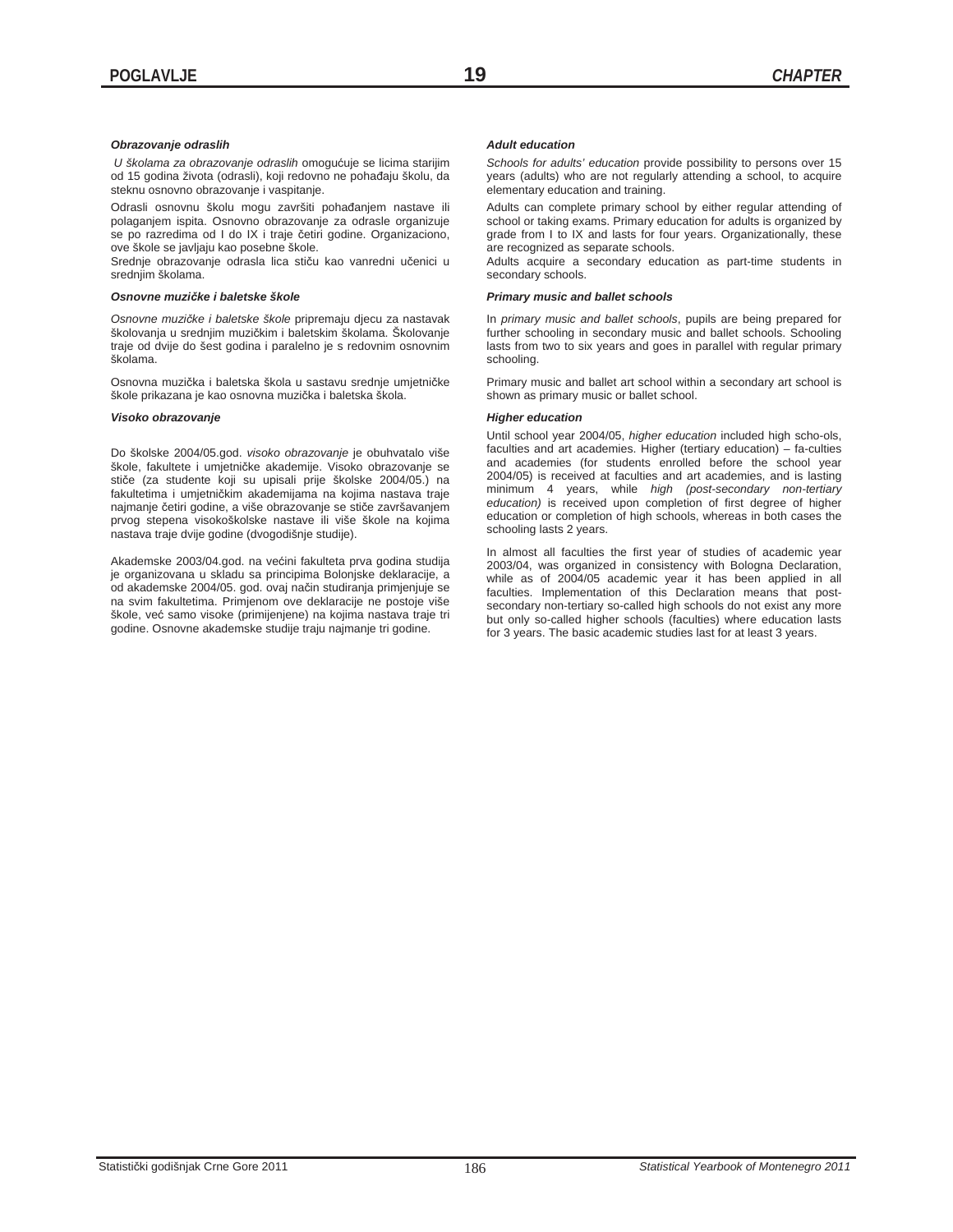### *Obrazovanje odraslih*

*U školama za obrazovanje odraslih* omogućuje se licima starijim od 15 godina života (odrasli), koji redovno ne pohađaju školu, da steknu osnovno obrazovanje i vaspitanje.

Odrasli osnovnu školu mogu završiti pohađanjem nastave ili polaganjem ispita. Osnovno obrazovanje za odrasle organizuje se po razredima od I do IX i traje četiri godine. Organizaciono, ove škole se javljaju kao posebne škole.

Srednje obrazovanje odrasla lica stiču kao vanredni učenici u srednjim školama.

### *Osnovne muzičke i baletske škole*

*Osnovne muzičke i baletske škole* pripremaju djecu za nastavak školovanja u srednjim muzičkim i baletskim školama. Školovanje traje od dvije do šest godina i paralelno je s redovnim osnovnim školama.

Osnovna muzička i baletska škola u sastavu srednje umjetničke škole prikazana je kao osnovna muzička i baletska škola.

### *Visoko obrazovanje*

Do školske 2004/05.god. *visoko obrazovanje* je obuhvatalo više škole, fakultete i umjetničke akademije. Visoko obrazovanje se stiče (za studente koji su upisali prije školske 2004/05.) na fakultetima i umjetničkim akademijama na kojima nastava traje najmanje četiri godine, a više obrazovanje se stiče završavanjem prvog stepena visokoškolske nastave ili više škole na kojima nastava traje dvije godine (dvogodišnje studije).

Akademske 2003/04.god. na većini fakulteta prva godina studija je organizovana u skladu sa principima Bolonjske deklaracije, a od akademske 2004/05. god. ovaj način studiranja primjenjuje se na svim fakultetima. Primjenom ove deklaracije ne postoje više škole, već samo visoke (primijenjene) na kojima nastava traje tri godine. Osnovne akademske studije traju najmanje tri godine.

### *Adult education*

*Schools for adults' education* provide possibility to persons over 15 years (adults) who are not regularly attending a school, to acquire elementary education and training.

Adults can complete primary school by either regular attending of school or taking exams. Primary education for adults is organized by grade from I to IX and lasts for four years. Organizationally, these are recognized as separate schools.

Adults acquire a secondary education as part-time students in secondary schools.

### *Primary music and ballet schools*

In *primary music and ballet schools*, pupils are being prepared for further schooling in secondary music and ballet schools. Schooling lasts from two to six years and goes in parallel with regular primary schooling.

Primary music and ballet art school within a secondary art school is shown as primary music or ballet school.

### *Higher education*

Until school year 2004/05, *higher education* included high scho-ols, faculties and art academies. Higher (tertiary education) – fa-culties and academies (for students enrolled before the school year 2004/05) is received at faculties and art academies, and is lasting minimum 4 years, while *high (post-secondary non-tertiary education)* is received upon completion of first degree of higher education or completion of high schools, whereas in both cases the schooling lasts 2 years.

In almost all faculties the first year of studies of academic year 2003/04, was organized in consistency with Bologna Declaration, while as of 2004/05 academic year it has been applied in all faculties. Implementation of this Declaration means that post-secondary non-tertiary so-called high schools do not exist any more but only so-called higher schools (faculties) where education lasts for 3 years. The basic academic studies last for at least 3 years.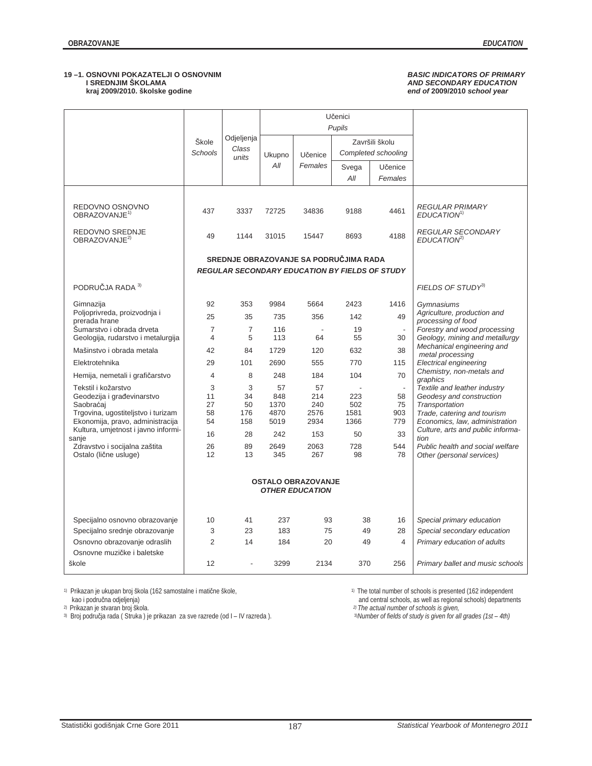## 19 –1. OSNOVNI POKAZATELJI O OSNOVNIM I SREDNJIM ŠKOLAMA kraj 2009/2010. školske godine

## *BASIC INDICATORS OF PRIMARY AND SECONDARY EDUCATION end of 2009/2010 school year*

| | Škole *Schools* | Odjeljenja *Class units* | Učenici *Pupils* | | | | |
|---|---|---|---|---|---|---|---|
| | | | Ukupno *All* | Učenice *Females* | Završili školu *Completed schooling* | | |
| | | | | | Svega *All* | Učenice *Females* | |
| REDOVNO OSNOVNO OBRAZOVANJE[1)] | 437 | 3337 | 72725 | 34836 | 9188 | 4461 | *REGULAR PRIMARY EDUCATION[1)]* |
| REDOVNO SREDNJE OBRAZOVANJE[2)] | 49 | 1144 | 31015 | 15447 | 8693 | 4188 | *REGULAR SECONDARY EDUCATION[2)]* |
| | | | **SREDNJE OBRAZOVANJE SA PODRUČJIMA RADA** ***REGULAR SECONDARY EDUCATION BY FIELDS OF STUDY*** | | | | |
| PODRUČJA RADA[3)] | | | | | | | *FIELDS OF STUDY[3)]* |
| Gimnazija | 92 | 353 | 9984 | 5664 | 2423 | 1416 | *Gymnasiums* |
| Poljoprivreda, proizvodnja i prerada hrane | 25 | 35 | 735 | 356 | 142 | 49 | *Agriculture, production and processing of food* |
| Šumarstvo i obrada drveta | 7 | 7 | 116 | - | 19 | - | *Forestry and wood processing* |
| Geologija, rudarstvo i metalurgija | 4 | 5 | 113 | 64 | 55 | 30 | *Geology, mining and metallurgy* |
| Mašinstvo i obrada metala | 42 | 84 | 1729 | 120 | 632 | 38 | *Mechanical engineering and metal processing* |
| Elektrotehnika | 29 | 101 | 2690 | 555 | 770 | 115 | *Electrical engineering* |
| Hemija, nemetali i grafičarstvo | 4 | 8 | 248 | 184 | 104 | 70 | *Chemistry, non-metals and graphics* |
| Tekstil i kožarstvo | 3 | 3 | 57 | 57 | - | - | *Textile and leather industry* |
| Geodezija i građevinarstvo | 11 | 34 | 848 | 214 | 223 | 58 | *Geodesy and construction* |
| Saobraćaj | 27 | 50 | 1370 | 240 | 502 | 75 | *Transportation* |
| Trgovina, ugostiteljstvo i turizam | 58 | 176 | 4870 | 2576 | 1581 | 903 | *Trade, catering and tourism* |
| Ekonomija, pravo, administracija | 54 | 158 | 5019 | 2934 | 1366 | 779 | *Economics, law, administration* |
| Kultura, umjetnost i javno informisanje | 16 | 28 | 242 | 153 | 50 | 33 | *Culture, arts and public information* |
| Zdravstvo i socijalna zaštita | 26 | 89 | 2649 | 2063 | 728 | 544 | *Public health and social welfare* |
| Ostalo (lične usluge) | 12 | 13 | 345 | 267 | 98 | 78 | *Other (personal services)* |
| | | | **OSTALO OBRAZOVANJE** ***OTHER EDUCATION*** | | | | |
| Specijalno osnovno obrazovanje | 10 | 41 | 237 | 93 | 38 | 16 | *Special primary education* |
| Specijalno srednje obrazovanje | 3 | 23 | 183 | 75 | 49 | 28 | *Special secondary education* |
| Osnovno obrazovanje odraslih | 2 | 14 | 184 | 20 | 49 | 4 | *Primary education of adults* |
| Osnovne muzičke i baletske škole | 12 | - | 3299 | 2134 | 370 | 256 | *Primary ballet and music schools* |

1) Prikazan je ukupan broj škola (162 samostalne i matične škole, kao i područna odjeljenja)
2) Prikazan je stvaran broj škola.
3) Broj područja rada ( Struka ) je prikazan za sve razrede (od I – IV razreda ).

1) The total number of schools is presented (162 independent and central schools, as well as regional schools) departments
*2) The actual number of schools is given,*
*3) Number of fields of study is given for all grades (1st – 4th)*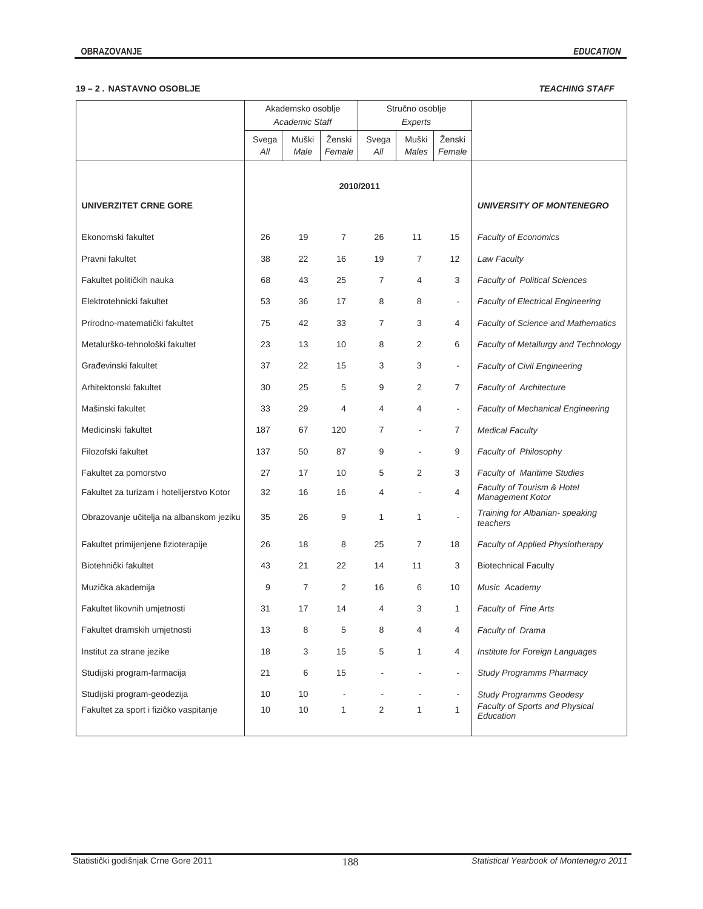**19 – 2 . NASTAVNO OSOBLJE** *TEACHING STAFF*

| | Akademsko osoblje *Academic Staff* | | | Stručno osoblje *Experts* | | | |
|---|---|---|---|---|---|---|---|
| | Svega *All* | Muški *Male* | Ženski *Female* | Svega *All* | Muški *Males* | Ženski *Female* | |
| | | | | **2010/2011** | | | |
| **UNIVERZITET CRNE GORE** | | | | | | | ***UNIVERSITY OF MONTENEGRO*** |
| Ekonomski fakultet | 26 | 19 | 7 | 26 | 11 | 15 | *Faculty of Economics* |
| Pravni fakultet | 38 | 22 | 16 | 19 | 7 | 12 | *Law Faculty* |
| Fakultet političkih nauka | 68 | 43 | 25 | 7 | 4 | 3 | *Faculty of Political Sciences* |
| Elektrotehnicki fakultet | 53 | 36 | 17 | 8 | 8 | - | *Faculty of Electrical Engineering* |
| Prirodno-matematički fakultet | 75 | 42 | 33 | 7 | 3 | 4 | *Faculty of Science and Mathematics* |
| Metalurško-tehnološki fakultet | 23 | 13 | 10 | 8 | 2 | 6 | *Faculty of Metallurgy and Technology* |
| Građevinski fakultet | 37 | 22 | 15 | 3 | 3 | - | *Faculty of Civil Engineering* |
| Arhitektonski fakultet | 30 | 25 | 5 | 9 | 2 | 7 | *Faculty of Architecture* |
| Mašinski fakultet | 33 | 29 | 4 | 4 | 4 | - | *Faculty of Mechanical Engineering* |
| Medicinski fakultet | 187 | 67 | 120 | 7 | - | 7 | *Medical Faculty* |
| Filozofski fakultet | 137 | 50 | 87 | 9 | - | 9 | *Faculty of Philosophy* |
| Fakultet za pomorstvo | 27 | 17 | 10 | 5 | 2 | 3 | *Faculty of Maritime Studies* |
| Fakultet za turizam i hotelijerstvo Kotor | 32 | 16 | 16 | 4 | - | 4 | *Faculty of Tourism & Hotel Management Kotor* |
| Obrazovanje učitelja na albanskom jeziku | 35 | 26 | 9 | 1 | 1 | - | *Training for Albanian- speaking teachers* |
| Fakultet primijenjene fizioterapije | 26 | 18 | 8 | 25 | 7 | 18 | *Faculty of Applied Physiotherapy* |
| Biotehnički fakultet | 43 | 21 | 22 | 14 | 11 | 3 | Biotechnical Faculty |
| Muzička akademija | 9 | 7 | 2 | 16 | 6 | 10 | *Music Academy* |
| Fakultet likovnih umjetnosti | 31 | 17 | 14 | 4 | 3 | 1 | *Faculty of Fine Arts* |
| Fakultet dramskih umjetnosti | 13 | 8 | 5 | 8 | 4 | 4 | *Faculty of Drama* |
| Institut za strane jezike | 18 | 3 | 15 | 5 | 1 | 4 | *Institute for Foreign Languages* |
| Studijski program-farmacija | 21 | 6 | 15 | - | - | - | *Study Programms Pharmacy* |
| Studijski program-geodezija | 10 | 10 | - | - | - | - | *Study Programms Geodesy* |
| Fakultet za sport i fizičko vaspitanje | 10 | 10 | 1 | 2 | 1 | 1 | *Faculty of Sports and Physical Education* |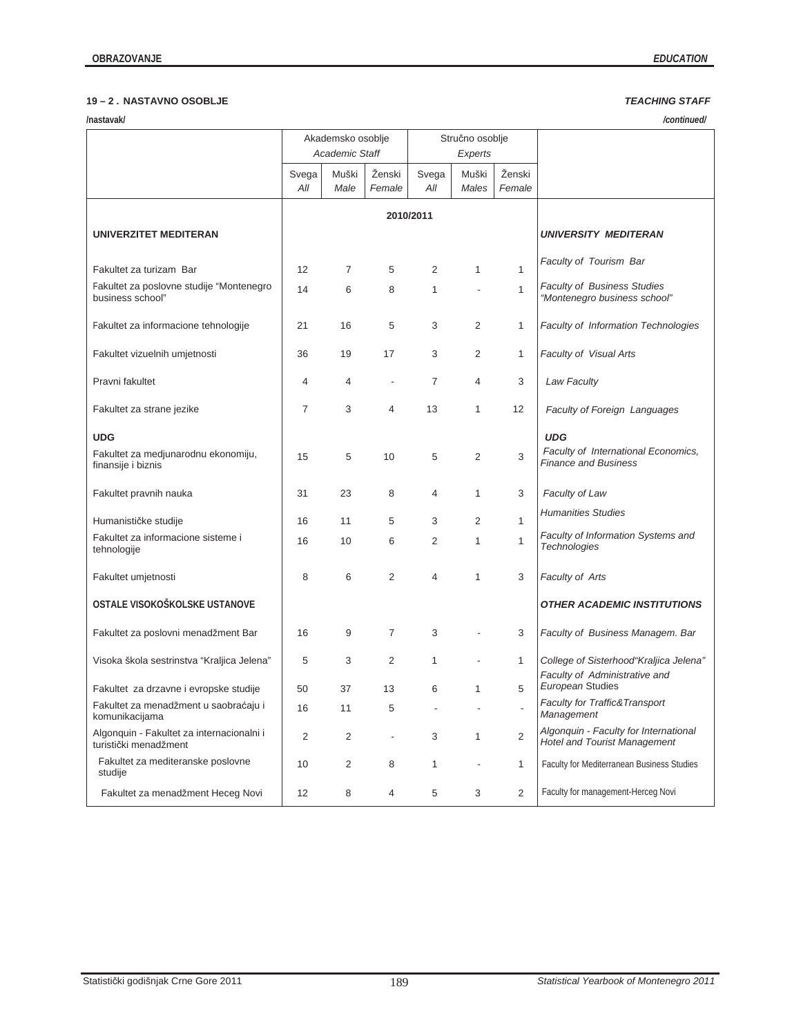**19 – 2 . NASTAVNO OSOBLJE** *TEACHING STAFF*

**/nastavak/** */continued/*

| | Akademsko osoblje *Academic Staff* | | | Stručno osoblje *Experts* | | | |
|---|---|---|---|---|---|---|---|
| | Svega *All* | Muški *Male* | Ženski *Female* | Svega *All* | Muški *Males* | Ženski *Female* | |
| | 2010/2011 | | | | | | |
| **UNIVERZITET MEDITERAN** | | | | | | | ***UNIVERSITY MEDITERAN*** |
| Fakultet za turizam Bar | 12 | 7 | 5 | 2 | 1 | 1 | *Faculty of Tourism Bar* |
| Fakultet za poslovne studije "Montenegro business school" | 14 | 6 | 8 | 1 | - | 1 | *Faculty of Business Studies "Montenegro business school"* |
| Fakultet za informacione tehnologije | 21 | 16 | 5 | 3 | 2 | 1 | *Faculty of Information Technologies* |
| Fakultet vizuelnih umjetnosti | 36 | 19 | 17 | 3 | 2 | 1 | *Faculty of Visual Arts* |
| Pravni fakultet | 4 | 4 | - | 7 | 4 | 3 | *Law Faculty* |
| Fakultet za strane jezike | 7 | 3 | 4 | 13 | 1 | 12 | *Faculty of Foreign Languages* |
| **UDG** | | | | | | | ***UDG*** |
| Fakultet za medjunarodnu ekonomiju, finansije i biznis | 15 | 5 | 10 | 5 | 2 | 3 | *Faculty of International Economics, Finance and Business* |
| Fakultet pravnih nauka | 31 | 23 | 8 | 4 | 1 | 3 | *Faculty of Law* |
| Humanističke studije | 16 | 11 | 5 | 3 | 2 | 1 | *Humanities Studies* |
| Fakultet za informacione sisteme i tehnologije | 16 | 10 | 6 | 2 | 1 | 1 | *Faculty of Information Systems and Technologies* |
| Fakultet umjetnosti | 8 | 6 | 2 | 4 | 1 | 3 | *Faculty of Arts* |
| **OSTALE VISOKOŠKOLSKE USTANOVE** | | | | | | | ***OTHER ACADEMIC INSTITUTIONS*** |
| Fakultet za poslovni menadžment Bar | 16 | 9 | 7 | 3 | - | 3 | *Faculty of Business Managem. Bar* |
| Visoka škola sestrinstva "Kraljica Jelena" | 5 | 3 | 2 | 1 | - | 1 | *College of Sisterhood"Kraljica Jelena"* |
| Fakultet za drzavne i evropske studije | 50 | 37 | 13 | 6 | 1 | 5 | *Faculty of Administrative and European Studies* |
| Fakultet za menadžment u saobraćaju i komunikacijama | 16 | 11 | 5 | - | - | - | *Faculty for Traffic&Transport Management* |
| Algonquin - Fakultet za internacionalni i turistički menadžment | 2 | 2 | - | 3 | 1 | 2 | *Algonquin - Faculty for International Hotel and Tourist Management* |
| Fakultet za mediteranske poslovne studije | 10 | 2 | 8 | 1 | - | 1 | Faculty for Mediterranean Business Studies |
| Fakultet za menadžment Heceg Novi | 12 | 8 | 4 | 5 | 3 | 2 | Faculty for management-Herceg Novi |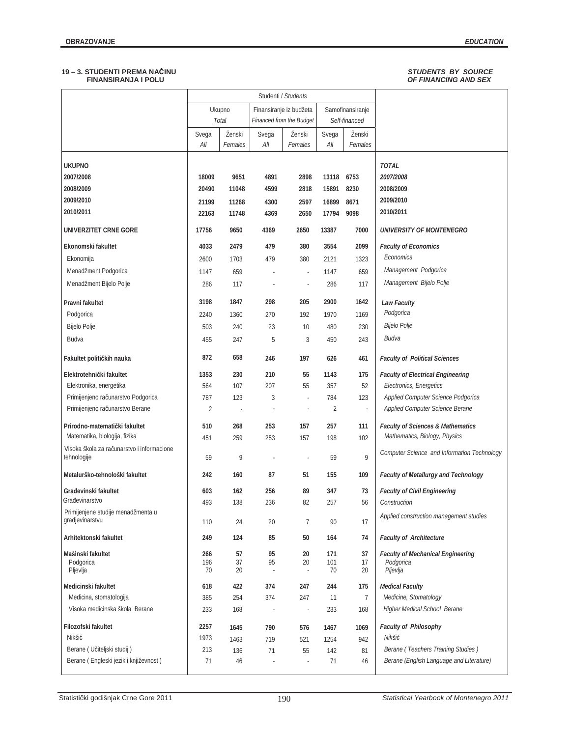## 19 – 3. STUDENTI PREMA NAČINU FINANSIRANJA I POLU

## *STUDENTS BY SOURCE OF FINANCING AND SEX*

| | Studenti / *Students* | | | | | | |
|---|---|---|---|---|---|---|---|
| | Ukupno *Total* | | Finansiranje iz budžeta *Financed from the Budget* | | Samofinansiranje *Self-financed* | | |
| | Svega *All* | Ženski *Females* | Svega *All* | Ženski *Females* | Svega *All* | Ženski *Females* | |
| **UKUPNO** | | | | | | | ***TOTAL*** |
| **2007/2008** | **18009** | **9651** | **4891** | **2898** | **13118** | **6753** | ***2007/2008*** |
| **2008/2009** | **20490** | **11048** | **4599** | **2818** | **15891** | **8230** | **2008/2009** |
| **2009/2010** | **21199** | **11268** | **4300** | **2597** | **16899** | **8671** | **2009/2010** |
| **2010/2011** | **22163** | **11748** | **4369** | **2650** | **17794** | **9098** | **2010/2011** |
| **UNIVERZITET CRNE GORE** | **17756** | **9650** | **4369** | **2650** | **13387** | **7000** | ***UNIVERSITY OF MONTENEGRO*** |
| **Ekonomski fakultet** | **4033** | **2479** | **479** | **380** | **3554** | **2099** | ***Faculty of Economics*** |
| Ekonomija | 2600 | 1703 | 479 | 380 | 2121 | 1323 | *Economics* |
| Menadžment Podgorica | 1147 | 659 | - | - | 1147 | 659 | *Management Podgorica* |
| Menadžment Bijelo Polje | 286 | 117 | - | - | 286 | 117 | *Management Bijelo Polje* |
| **Pravni fakultet** | **3198** | **1847** | **298** | **205** | **2900** | **1642** | ***Law Faculty*** |
| Podgorica | 2240 | 1360 | 270 | 192 | 1970 | 1169 | *Podgorica* |
| Bijelo Polje | 503 | 240 | 23 | 10 | 480 | 230 | *Bijelo Polje* |
| Budva | 455 | 247 | 5 | 3 | 450 | 243 | *Budva* |
| **Fakultet političkih nauka** | **872** | **658** | **246** | **197** | **626** | **461** | ***Faculty of Political Sciences*** |
| **Elektrotehnički fakultet** | **1353** | **230** | **210** | **55** | **1143** | **175** | ***Faculty of Electrical Engineering*** |
| Elektronika, energetika | 564 | 107 | 207 | 55 | 357 | 52 | *Electronics, Energetics* |
| Primijenjeno računarstvo Podgorica | 787 | 123 | 3 | - | 784 | 123 | *Applied Computer Science Podgorica* |
| Primijenjeno računarstvo Berane | 2 | - | - | - | 2 | - | *Applied Computer Science Berane* |
| **Prirodno-matematički fakultet** | **510** | **268** | **253** | **157** | **257** | **111** | ***Faculty of Sciences & Mathematics*** |
| Matematika, biologija, fizika | 451 | 259 | 253 | 157 | 198 | 102 | *Mathematics, Biology, Physics* |
| Visoka škola za računarstvo i informacione tehnologije | 59 | 9 | - | - | 59 | 9 | *Computer Science and Information Technology* |
| **Metalurško-tehnološki fakultet** | **242** | **160** | **87** | **51** | **155** | **109** | ***Faculty of Metallurgy and Technology*** |
| **Građevinski fakultet** | **603** | **162** | **256** | **89** | **347** | **73** | ***Faculty of Civil Engineering*** |
| Građevinarstvo | 493 | 138 | 236 | 82 | 257 | 56 | *Construction* |
| Primijenjene studije menadžmenta u gradjevinarstvu | 110 | 24 | 20 | 7 | 90 | 17 | *Applied construction management studies* |
| **Arhitektonski fakultet** | **249** | **124** | **85** | **50** | **164** | **74** | ***Faculty of Architecture*** |
| **Mašinski fakultet** | **266** | **57** | **95** | **20** | **171** | **37** | ***Faculty of Mechanical Engineering*** |
| Podgorica | 196 | 37 | 95 | 20 | 101 | 17 | *Podgorica* |
| Pljevlja | 70 | 20 | - | - | 70 | 20 | *Pljevlja* |
| **Medicinski fakultet** | **618** | **422** | **374** | **247** | **244** | **175** | ***Medical Faculty*** |
| Medicina, stomatologija | 385 | 254 | 374 | 247 | 11 | 7 | *Medicine, Stomatology* |
| Visoka medicinska škola Berane | 233 | 168 | - | - | 233 | 168 | *Higher Medical School Berane* |
| **Filozofski fakultet** | **2257** | **1645** | **790** | **576** | **1467** | **1069** | ***Faculty of Philosophy*** |
| Nikšić | 1973 | 1463 | 719 | 521 | 1254 | 942 | *Nikšić* |
| Berane ( Učiteljski studij ) | 213 | 136 | 71 | 55 | 142 | 81 | *Berane ( Teachers Training Studies )* |
| Berane ( Engleski jezik i književnost ) | 71 | 46 | - | - | 71 | 46 | *Berane (English Language and Literature)* |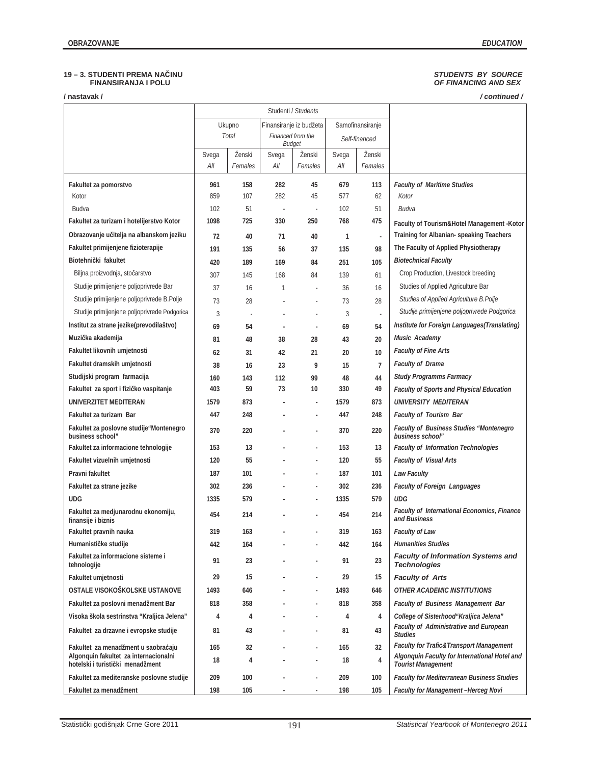**19 – 3. STUDENTI PREMA NAČINU FINANSIRANJA I POLU**

***STUDENTS BY SOURCE OF FINANCING AND SEX***

**/ nastavak /** ***/ continued /***

| | Studenti / *Students* | | | | | | |
|---|---|---|---|---|---|---|---|
| | Ukupno *Total* | | Finansiranje iz budžeta *Financed from the Budget* | | Samofinansiranje *Self-financed* | | |
| | Svega *All* | Ženski *Females* | Svega *All* | Ženski *Females* | Svega *All* | Ženski *Females* | |
| **Fakultet za pomorstvo** | **961** | **158** | **282** | **45** | **679** | **113** | ***Faculty of Maritime Studies*** |
| Kotor | 859 | 107 | 282 | 45 | 577 | 62 | *Kotor* |
| Budva | 102 | 51 | - | - | 102 | 51 | *Budva* |
| **Fakultet za turizam i hotelijerstvo Kotor** | **1098** | **725** | **330** | **250** | **768** | **475** | **Faculty of Tourism&Hotel Management -Kotor** |
| **Obrazovanje učitelja na albanskom jeziku** | **72** | **40** | **71** | **40** | **1** | **-** | **Training for Albanian- speaking Teachers** |
| **Fakultet primijenjene fizioterapije** | **191** | **135** | **56** | **37** | **135** | **98** | **The Faculty of Applied Physiotherapy** |
| **Biotehnički fakultet** | **420** | **189** | **169** | **84** | **251** | **105** | ***Biotechnical Faculty*** |
| Biljna proizvodnja, stočarstvo | 307 | 145 | 168 | 84 | 139 | 61 | Crop Production, Livestock breeding |
| Studije primijenjene poljoprivrede Bar | 37 | 16 | 1 | - | 36 | 16 | Studies of Applied Agriculture Bar |
| Studije primijenjene poljoprivrede B.Polje | 73 | 28 | - | - | 73 | 28 | *Studies of Applied Agriculture B.Polje* |
| Studije primijenjene poljoprivrede Podgorica | 3 | - | - | - | 3 | - | *Studije primijenjene poljoprivrede Podgorica* |
| **Institut za strane jezike(prevodilaštvo)** | **69** | **54** | **-** | **-** | **69** | **54** | ***Institute for Foreign Languages(Translating)*** |
| **Muzička akademija** | **81** | **48** | **38** | **28** | **43** | **20** | ***Music Academy*** |
| **Fakultet likovnih umjetnosti** | **62** | **31** | **42** | **21** | **20** | **10** | ***Faculty of Fine Arts*** |
| **Fakultet dramskih umjetnosti** | **38** | **16** | **23** | **9** | **15** | **7** | ***Faculty of Drama*** |
| **Studijski program farmacija** | **160** | **143** | **112** | **99** | **48** | **44** | ***Study Programms Farmacy*** |
| **Fakultet za sport i fizičko vaspitanje** | **403** | **59** | **73** | **10** | **330** | **49** | ***Faculty of Sports and Physical Education*** |
| **UNIVERZITET MEDITERAN** | **1579** | **873** | **-** | **-** | **1579** | **873** | ***UNIVERSITY MEDITERAN*** |
| **Fakultet za turizam Bar** | **447** | **248** | **-** | **-** | **447** | **248** | ***Faculty of Tourism Bar*** |
| **Fakultet za poslovne studije"Montenegro business school"** | **370** | **220** | **-** | **-** | **370** | **220** | ***Faculty of Business Studies "Montenegro business school"*** |
| **Fakultet za informacione tehnologije** | **153** | **13** | **-** | **-** | **153** | **13** | ***Faculty of Information Technologies*** |
| **Fakultet vizuelnih umjetnosti** | **120** | **55** | **-** | **-** | **120** | **55** | ***Faculty of Visual Arts*** |
| **Pravni fakultet** | **187** | **101** | **-** | **-** | **187** | **101** | ***Law Faculty*** |
| **Fakultet za strane jezike** | **302** | **236** | **-** | **-** | **302** | **236** | ***Faculty of Foreign Languages*** |
| **UDG** | **1335** | **579** | **-** | **-** | **1335** | **579** | ***UDG*** |
| **Fakultet za medjunarodnu ekonomiju, finansije i biznis** | **454** | **214** | **-** | **-** | **454** | **214** | ***Faculty of International Economics, Finance and Business*** |
| **Fakultet pravnih nauka** | **319** | **163** | **-** | **-** | **319** | **163** | ***Faculty of Law*** |
| **Humanističke studije** | **442** | **164** | **-** | **-** | **442** | **164** | ***Humanities Studies*** |
| **Fakultet za informacione sisteme i tehnologije** | **91** | **23** | **-** | **-** | **91** | **23** | ***Faculty of Information Systems and Technologies*** |
| **Fakultet umjetnosti** | **29** | **15** | **-** | **-** | **29** | **15** | ***Faculty of Arts*** |
| **OSTALE VISOKOŠKOLSKE USTANOVE** | **1493** | **646** | **-** | **-** | **1493** | **646** | ***OTHER ACADEMIC INSTITUTIONS*** |
| **Fakultet za poslovni menadžment Bar** | **818** | **358** | **-** | **-** | **818** | **358** | ***Faculty of Business Management Bar*** |
| **Visoka škola sestrinstva "Kraljica Jelena"** | **4** | **4** | **-** | **-** | **4** | **4** | ***College of Sisterhood"Kraljica Jelena"*** |
| **Fakultet za drzavne i evropske studije** | **81** | **43** | **-** | **-** | **81** | **43** | ***Faculty of Administrative and European Studies*** |
| **Fakultet za menadžment u saobraćaju** | **165** | **32** | **-** | **-** | **165** | **32** | ***Faculty for Trafic&Transport Management*** |
| **Algonquin fakultet za internacionalni hotelski i turistički menadžment** | **18** | **4** | **-** | **-** | **18** | **4** | ***Algonquin Faculty for International Hotel and Tourist Management*** |
| **Fakultet za mediteranske poslovne studije** | **209** | **100** | **-** | **-** | **209** | **100** | ***Faculty for Mediterranean Business Studies*** |
| **Fakultet za menadžment** | **198** | **105** | **-** | **-** | **198** | **105** | ***Faculty for Management –Herceg Novi*** |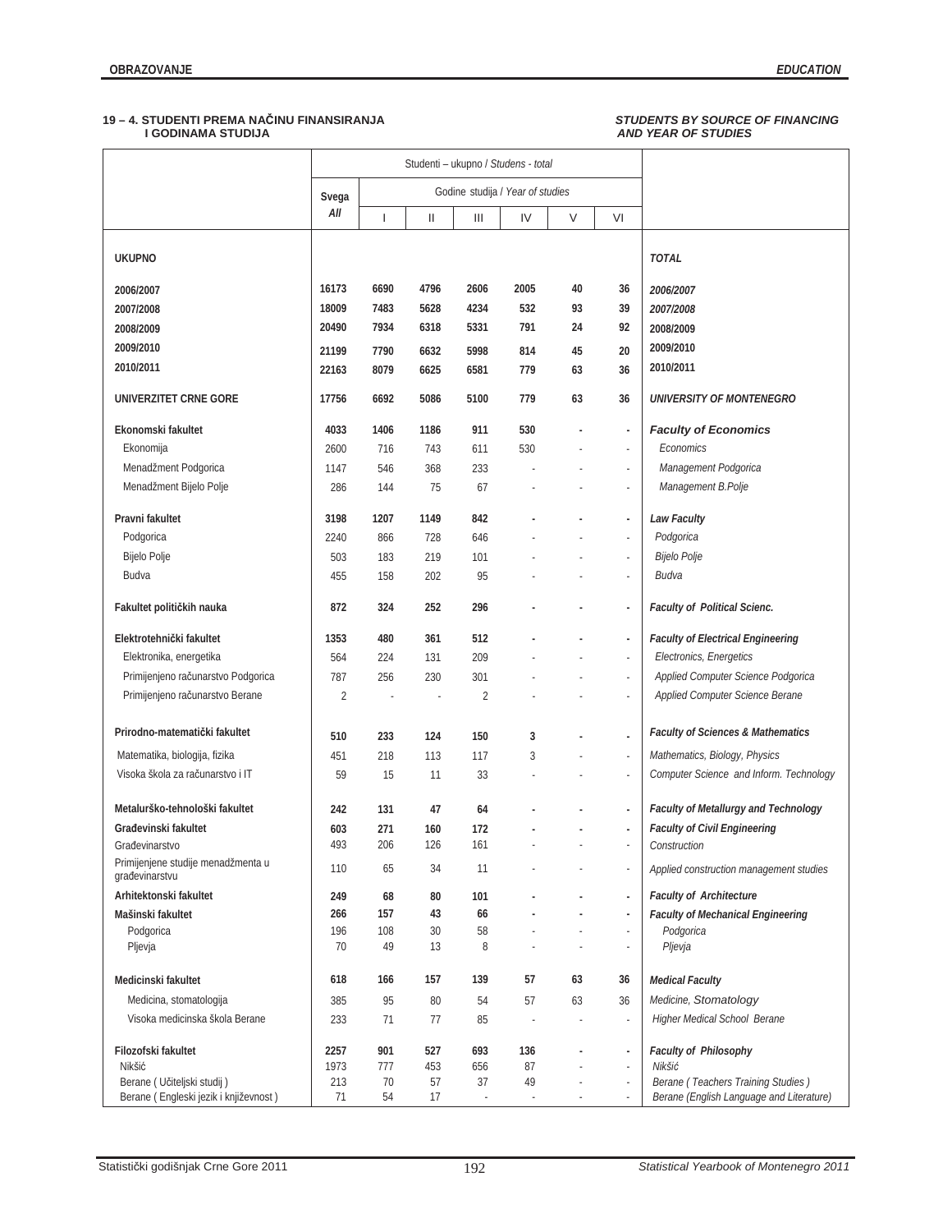## 19 – 4. STUDENTI PREMA NAČINU FINANSIRANJA I GODINAMA STUDIJA

## *STUDENTS BY SOURCE OF FINANCING AND YEAR OF STUDIES*

| | Studenti – ukupno / *Studens - total* | | | | | | | |
|---|---|---|---|---|---|---|---|---|
| | Svega *All* | Godine studija / *Year of studies* | | | | | | |
| | | I | II | III | IV | V | VI | |
| **UKUPNO** | | | | | | | | ***TOTAL*** |
| **2006/2007** | **16173** | **6690** | **4796** | **2606** | **2005** | **40** | **36** | ***2006/2007*** |
| **2007/2008** | **18009** | **7483** | **5628** | **4234** | **532** | **93** | **39** | ***2007/2008*** |
| **2008/2009** | **20490** | **7934** | **6318** | **5331** | **791** | **24** | **92** | ***2008/2009*** |
| **2009/2010** | **21199** | **7790** | **6632** | **5998** | **814** | **45** | **20** | ***2009/2010*** |
| **2010/2011** | **22163** | **8079** | **6625** | **6581** | **779** | **63** | **36** | ***2010/2011*** |
| **UNIVERZITET CRNE GORE** | **17756** | **6692** | **5086** | **5100** | **779** | **63** | **36** | ***UNIVERSITY OF MONTENEGRO*** |
| **Ekonomski fakultet** | **4033** | **1406** | **1186** | **911** | **530** | **-** | **-** | ***Faculty of Economics*** |
| Ekonomija | 2600 | 716 | 743 | 611 | 530 | - | - | *Economics* |
| Menadžment Podgorica | 1147 | 546 | 368 | 233 | - | - | - | *Management Podgorica* |
| Menadžment Bijelo Polje | 286 | 144 | 75 | 67 | - | - | - | *Management B.Polje* |
| **Pravni fakultet** | **3198** | **1207** | **1149** | **842** | **-** | **-** | **-** | ***Law Faculty*** |
| Podgorica | 2240 | 866 | 728 | 646 | - | - | - | *Podgorica* |
| Bijelo Polje | 503 | 183 | 219 | 101 | - | - | - | *Bijelo Polje* |
| Budva | 455 | 158 | 202 | 95 | - | - | - | *Budva* |
| **Fakultet političkih nauka** | **872** | **324** | **252** | **296** | **-** | **-** | **-** | ***Faculty of Political Scienc.*** |
| **Elektrotehnički fakultet** | **1353** | **480** | **361** | **512** | **-** | **-** | **-** | ***Faculty of Electrical Engineering*** |
| Elektronika, energetika | 564 | 224 | 131 | 209 | - | - | - | *Electronics, Energetics* |
| Primijenjeno računarstvo Podgorica | 787 | 256 | 230 | 301 | - | - | - | *Applied Computer Science Podgorica* |
| Primijenjeno računarstvo Berane | 2 | - | - | 2 | - | - | - | *Applied Computer Science Berane* |
| **Prirodno-matematički fakultet** | **510** | **233** | **124** | **150** | **3** | **-** | **-** | ***Faculty of Sciences & Mathematics*** |
| Matematika, biologija, fizika | 451 | 218 | 113 | 117 | 3 | - | - | *Mathematics, Biology, Physics* |
| Visoka škola za računarstvo i IT | 59 | 15 | 11 | 33 | - | - | - | *Computer Science and Inform. Technology* |
| **Metalurško-tehnološki fakultet** | **242** | **131** | **47** | **64** | **-** | **-** | **-** | ***Faculty of Metallurgy and Technology*** |
| **Građevinski fakultet** | **603** | **271** | **160** | **172** | **-** | **-** | **-** | ***Faculty of Civil Engineering*** |
| Građevinarstvo | 493 | 206 | 126 | 161 | - | - | - | *Construction* |
| Primijenjene studije menadžmenta u građevinarstvu | 110 | 65 | 34 | 11 | - | - | - | *Applied construction management studies* |
| **Arhitektonski fakultet** | **249** | **68** | **80** | **101** | **-** | **-** | **-** | ***Faculty of Architecture*** |
| **Mašinski fakultet** | **266** | **157** | **43** | **66** | **-** | **-** | **-** | ***Faculty of Mechanical Engineering*** |
| Podgorica | 196 | 108 | 30 | 58 | - | - | - | *Podgorica* |
| Pljevja | 70 | 49 | 13 | 8 | - | - | - | *Pljevja* |
| **Medicinski fakultet** | **618** | **166** | **157** | **139** | **57** | **63** | **36** | ***Medical Faculty*** |
| Medicina, stomatologija | 385 | 95 | 80 | 54 | 57 | 63 | 36 | *Medicine, Stomatology* |
| Visoka medicinska škola Berane | 233 | 71 | 77 | 85 | - | - | - | *Higher Medical School Berane* |
| **Filozofski fakultet** | **2257** | **901** | **527** | **693** | **136** | **-** | **-** | ***Faculty of Philosophy*** |
| Nikšić | 1973 | 777 | 453 | 656 | 87 | - | - | *Nikšić* |
| Berane ( Učiteljski studij ) | 213 | 70 | 57 | 37 | 49 | - | - | *Berane ( Teachers Training Studies )* |
| Berane ( Engleski jezik i književnost ) | 71 | 54 | 17 | - | - | - | - | *Berane (English Language and Literature)* |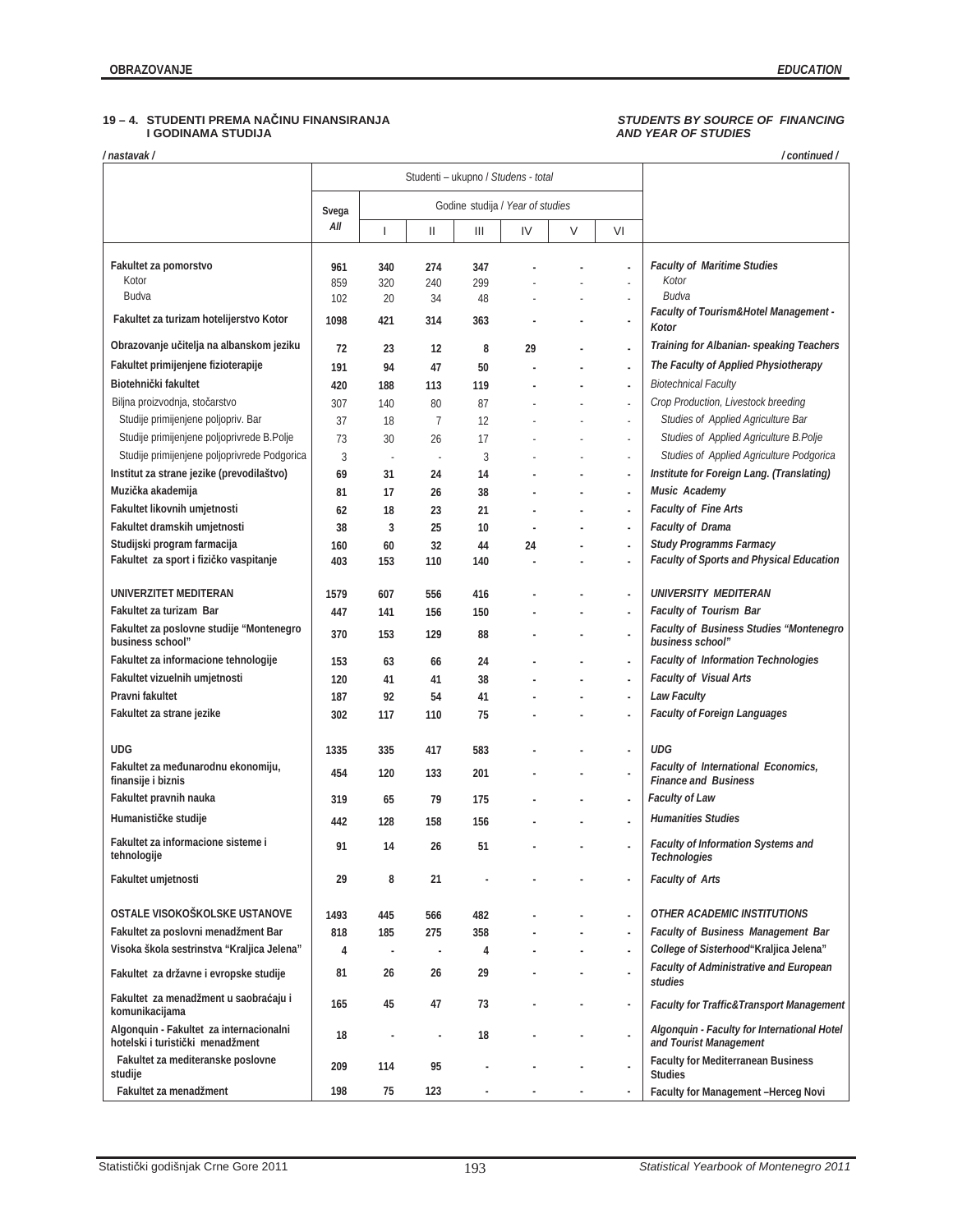### 19 – 4. STUDENTI PREMA NAČINU FINANSIRANJA I GODINAMA STUDIJA

### *STUDENTS BY SOURCE OF FINANCING AND YEAR OF STUDIES*

*/ nastavak /* *| continued |*

| | Studenti – ukupno / *Studens - total* | | | | | | | |
|---|---|---|---|---|---|---|---|---|
| | Svega *All* | Godine studija / *Year of studies* | | | | | | |
| | | I | II | III | IV | V | VI | |
| **Fakultet za pomorstvo** | **961** | **340** | **274** | **347** | **-** | **-** | **-** | ***Faculty of Maritime Studies*** |
| Kotor | 859 | 320 | 240 | 299 | - | - | - | *Kotor* |
| Budva | 102 | 20 | 34 | 48 | - | - | - | *Budva* |
| **Fakultet za turizam hotelijerstvo Kotor** | **1098** | **421** | **314** | **363** | **-** | **-** | **-** | ***Faculty of Tourism&Hotel Management - Kotor*** |
| **Obrazovanje učitelja na albanskom jeziku** | **72** | **23** | **12** | **8** | **29** | **-** | **-** | ***Training for Albanian- speaking Teachers*** |
| **Fakultet primijenjene fizioterapije** | **191** | **94** | **47** | **50** | **-** | **-** | **-** | ***The Faculty of Applied Physiotherapy*** |
| **Biotehnički fakultet** | **420** | **188** | **113** | **119** | **-** | **-** | **-** | *Biotechnical Faculty* |
| Biljna proizvodnja, stočarstvo | 307 | 140 | 80 | 87 | - | - | - | *Crop Production, Livestock breeding* |
| Studije primijenjene poljopriv. Bar | 37 | 18 | 7 | 12 | - | - | - | *Studies of Applied Agriculture Bar* |
| Studije primijenjene poljoprivrede B.Polje | 73 | 30 | 26 | 17 | - | - | - | *Studies of Applied Agriculture B.Polje* |
| Studije primijenjene poljoprivrede Podgorica | 3 | - | - | 3 | - | - | - | *Studies of Applied Agriculture Podgorica* |
| **Institut za strane jezike (prevodilaštvo)** | **69** | **31** | **24** | **14** | **-** | **-** | **-** | ***Institute for Foreign Lang. (Translating)*** |
| **Muzička akademija** | **81** | **17** | **26** | **38** | **-** | **-** | **-** | ***Music Academy*** |
| **Fakultet likovnih umjetnosti** | **62** | **18** | **23** | **21** | **-** | **-** | **-** | ***Faculty of Fine Arts*** |
| **Fakultet dramskih umjetnosti** | **38** | **3** | **25** | **10** | **-** | **-** | **-** | ***Faculty of Drama*** |
| **Studijski program farmacija** | **160** | **60** | **32** | **44** | **24** | **-** | **-** | ***Study Programms Farmacy*** |
| **Fakultet za sport i fizičko vaspitanje** | **403** | **153** | **110** | **140** | **-** | **-** | **-** | ***Faculty of Sports and Physical Education*** |
| **UNIVERZITET MEDITERAN** | **1579** | **607** | **556** | **416** | **-** | **-** | **-** | ***UNIVERSITY MEDITERAN*** |
| **Fakultet za turizam Bar** | **447** | **141** | **156** | **150** | **-** | **-** | **-** | ***Faculty of Tourism Bar*** |
| **Fakultet za poslovne studije "Montenegro business school"** | **370** | **153** | **129** | **88** | **-** | **-** | **-** | ***Faculty of Business Studies "Montenegro business school"*** |
| **Fakultet za informacione tehnologije** | **153** | **63** | **66** | **24** | **-** | **-** | **-** | ***Faculty of Information Technologies*** |
| **Fakultet vizuelnih umjetnosti** | **120** | **41** | **41** | **38** | **-** | **-** | **-** | ***Faculty of Visual Arts*** |
| **Pravni fakultet** | **187** | **92** | **54** | **41** | **-** | **-** | **-** | ***Law Faculty*** |
| **Fakultet za strane jezike** | **302** | **117** | **110** | **75** | **-** | **-** | **-** | ***Faculty of Foreign Languages*** |
| **UDG** | **1335** | **335** | **417** | **583** | **-** | **-** | **-** | ***UDG*** |
| **Fakultet za međunarodnu ekonomiju, finansije i biznis** | **454** | **120** | **133** | **201** | **-** | **-** | **-** | ***Faculty of International Economics, Finance and Business*** |
| **Fakultet pravnih nauka** | **319** | **65** | **79** | **175** | **-** | **-** | **-** | ***Faculty of Law*** |
| **Humanističke studije** | **442** | **128** | **158** | **156** | **-** | **-** | **-** | ***Humanities Studies*** |
| **Fakultet za informacione sisteme i tehnologije** | **91** | **14** | **26** | **51** | **-** | **-** | **-** | ***Faculty of Information Systems and Technologies*** |
| **Fakultet umjetnosti** | **29** | **8** | **21** | **-** | **-** | **-** | **-** | ***Faculty of Arts*** |
| **OSTALE VISOKOŠKOLSKE USTANOVE** | **1493** | **445** | **566** | **482** | **-** | **-** | **-** | ***OTHER ACADEMIC INSTITUTIONS*** |
| **Fakultet za poslovni menadžment Bar** | **818** | **185** | **275** | **358** | **-** | **-** | **-** | ***Faculty of Business Management Bar*** |
| **Visoka škola sestrinstva "Kraljica Jelena"** | **4** | **-** | **-** | **4** | **-** | **-** | **-** | ***College of Sisterhood"Kraljica Jelena"*** |
| **Fakultet za državne i evropske studije** | **81** | **26** | **26** | **29** | **-** | **-** | **-** | ***Faculty of Administrative and European studies*** |
| **Fakultet za menadžment u saobraćaju i komunikacijama** | **165** | **45** | **47** | **73** | **-** | **-** | **-** | ***Faculty for Traffic&Transport Management*** |
| **Algonquin - Fakultet za internacionalni hotelski i turistički menadžment** | **18** | **-** | **-** | **18** | **-** | **-** | **-** | ***Algonquin - Faculty for International Hotel and Tourist Management*** |
| **Fakultet za mediteranske poslovne studije** | **209** | **114** | **95** | **-** | **-** | **-** | **-** | **Faculty for Mediterranean Business Studies** |
| **Fakultet za menadžment** | **198** | **75** | **123** | **-** | **-** | **-** | **-** | **Faculty for Management –Herceg Novi** |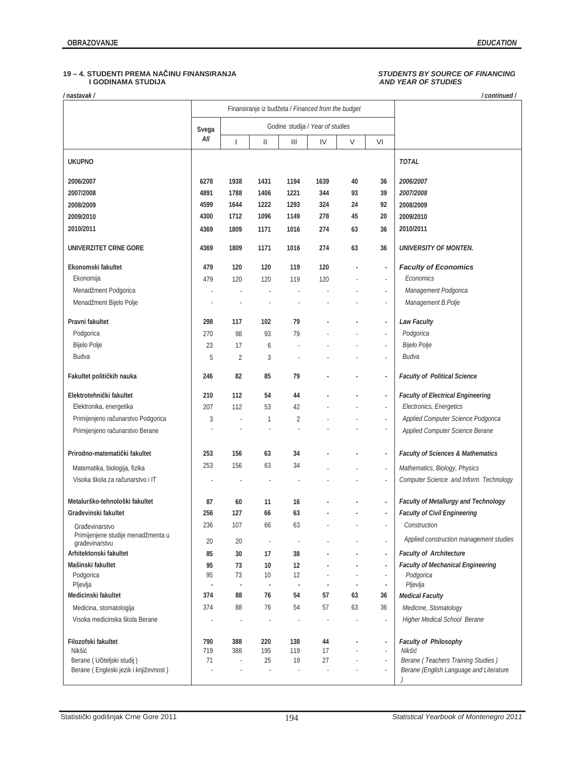**19 – 4. STUDENTI PREMA NAČINU FINANSIRANJA I GODINAMA STUDIJA**

***STUDENTS BY SOURCE OF FINANCING AND YEAR OF STUDIES***

*/ nastavak /* *\/ continued /*

| | Finansiranje iz budžeta / *Financed from the budget* | | | | | | | |
|---|---|---|---|---|---|---|---|---|
| | Svega *All* | Godine studija / *Year of studies* | | | | | | |
| | | I | II | III | IV | V | VI | |
| **UKUPNO** | | | | | | | | ***TOTAL*** |
| **2006/2007** | **6278** | **1938** | **1431** | **1194** | **1639** | **40** | **36** | ***2006/2007*** |
| **2007/2008** | **4891** | **1788** | **1406** | **1221** | **344** | **93** | **39** | ***2007/2008*** |
| **2008/2009** | **4599** | **1644** | **1222** | **1293** | **324** | **24** | **92** | ***2008/2009*** |
| **2009/2010** | **4300** | **1712** | **1096** | **1149** | **278** | **45** | **20** | ***2009/2010*** |
| **2010/2011** | **4369** | **1809** | **1171** | **1016** | **274** | **63** | **36** | ***2010/2011*** |
| **UNIVERZITET CRNE GORE** | **4369** | **1809** | **1171** | **1016** | **274** | **63** | **36** | ***UNIVERSITY OF MONTEN.*** |
| **Ekonomski fakultet** | **479** | **120** | **120** | **119** | **120** | **-** | **-** | ***Faculty of Economics*** |
| Ekonomija | 479 | 120 | 120 | 119 | 120 | - | - | *Economics* |
| Menadžment Podgorica | - | - | - | - | - | - | - | *Management Podgorica* |
| Menadžment Bijelo Polje | - | - | - | - | - | - | - | *Management B.Polje* |
| **Pravni fakultet** | **298** | **117** | **102** | **79** | **-** | **-** | **-** | ***Law Faculty*** |
| Podgorica | 270 | 98 | 93 | 79 | - | - | - | *Podgorica* |
| Bijelo Polje | 23 | 17 | 6 | - | - | - | - | *Bijelo Polje* |
| Budva | 5 | 2 | 3 | - | - | - | - | *Budva* |
| **Fakultet političkih nauka** | **246** | **82** | **85** | **79** | **-** | **-** | **-** | ***Faculty of Political Science*** |
| **Elektrotehnički fakultet** | **210** | **112** | **54** | **44** | **-** | **-** | **-** | ***Faculty of Electrical Engineering*** |
| Elektronika, energetika | 207 | 112 | 53 | 42 | - | - | - | *Electronics, Energetics* |
| Primijenjeno računarstvo Podgorica | 3 | - | 1 | 2 | - | - | - | *Applied Computer Science Podgorica* |
| Primijenjeno računarstvo Berane | - | - | - | - | - | - | - | *Applied Computer Science Berane* |
| **Prirodno-matematički fakultet** | **253** | **156** | **63** | **34** | **-** | **-** | **-** | ***Faculty of Sciences & Mathematics*** |
| Matematika, biologija, fizika | 253 | 156 | 63 | 34 | - | - | - | *Mathematics, Biology, Physics* |
| Visoka škola za računarstvo i IT | - | - | - | - | - | - | - | *Computer Science and Inform. Technology* |
| **Metalurško-tehnološki fakultet** | **87** | **60** | **11** | **16** | **-** | **-** | **-** | ***Faculty of Metallurgy and Technology*** |
| **Građevinski fakultet** | **256** | **127** | **66** | **63** | **-** | **-** | **-** | ***Faculty of Civil Engineering*** |
| Građevinarstvo | 236 | 107 | 66 | 63 | - | - | - | *Construction* |
| Primijenjene studije menadžmenta u građevinarstvu | 20 | 20 | - | - | - | - | - | *Applied construction management studies* |
| **Arhitektonski fakultet** | **85** | **30** | **17** | **38** | **-** | **-** | **-** | ***Faculty of Architecture*** |
| **Mašinski fakultet** | **95** | **73** | **10** | **12** | **-** | **-** | **-** | ***Faculty of Mechanical Engineering*** |
| Podgorica | 95 | 73 | 10 | 12 | - | - | - | *Podgorica* |
| Pljevlja | - | - | - | - | - | - | - | *Pljevlja* |
| **Medicinski fakultet** | **374** | **88** | **76** | **54** | **57** | **63** | **36** | ***Medical Faculty*** |
| Medicina, stomatologija | 374 | 88 | 76 | 54 | 57 | 63 | 36 | *Medicine, Stomatology* |
| Visoka medicinska škola Berane | - | - | - | - | - | - | - | *Higher Medical School Berane* |
| **Filozofski fakultet** | **790** | **388** | **220** | **138** | **44** | **-** | **-** | ***Faculty of Philosophy*** |
| Nikšić | 719 | 388 | 195 | 119 | 17 | - | - | *Nikšić* |
| Berane ( Učiteljski studij ) | 71 | - | 25 | 19 | 27 | - | - | *Berane ( Teachers Training Studies )* |
| Berane ( Engleski jezik i književnost ) | - | - | - | - | - | - | - | *Berane (English Language and Literature )* |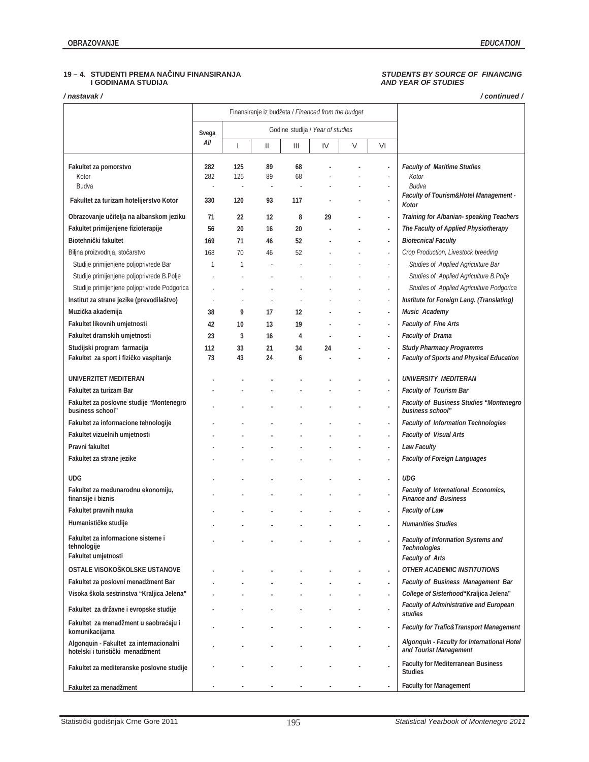**19 – 4. STUDENTI PREMA NAČINU FINANSIRANJA I GODINAMA STUDIJA**

***STUDENTS BY SOURCE OF FINANCING AND YEAR OF STUDIES***

*/ nastavak /* */ continued /*

| | Finansiranje iz budžeta / *Financed from the budget* | | | | | | | |
|---|---|---|---|---|---|---|---|---|
| | Svega *All* | Godine studija / *Year of studies* | | | | | | |
| | | I | II | III | IV | V | VI | |
| **Fakultet za pomorstvo** | **282** | **125** | **89** | **68** | **-** | **-** | **-** | ***Faculty of Maritime Studies*** |
| Kotor | 282 | 125 | 89 | 68 | - | - | - | *Kotor* |
| Budva | - | - | - | - | - | - | - | *Budva* |
| **Fakultet za turizam hotelijerstvo Kotor** | **330** | **120** | **93** | **117** | **-** | **-** | **-** | ***Faculty of Tourism&Hotel Management - Kotor*** |
| **Obrazovanje učitelja na albanskom jeziku** | **71** | **22** | **12** | **8** | **29** | **-** | **-** | ***Training for Albanian- speaking Teachers*** |
| **Fakultet primijenjene fizioterapije** | **56** | **20** | **16** | **20** | **-** | **-** | **-** | ***The Faculty of Applied Physiotherapy*** |
| **Biotehnički fakultet** | **169** | **71** | **46** | **52** | **-** | **-** | **-** | ***Biotecnical Faculty*** |
| Biljna proizvodnja, stočarstvo | 168 | 70 | 46 | 52 | - | - | - | *Crop Production, Livestock breeding* |
| Studije primijenjene poljoprivrede Bar | 1 | 1 | - | - | - | - | - | *Studies of Applied Agriculture Bar* |
| Studije primijenjene poljoprivrede B.Polje | - | - | - | - | - | - | - | *Studies of Applied Agriculture B.Polje* |
| Studije primijenjene poljoprivrede Podgorica | - | - | - | - | - | - | - | *Studies of Applied Agriculture Podgorica* |
| **Institut za strane jezike (prevodilaštvo)** | - | - | - | - | - | - | - | ***Institute for Foreign Lang. (Translating)*** |
| **Muzička akademija** | **38** | **9** | **17** | **12** | **-** | **-** | **-** | ***Music Academy*** |
| **Fakultet likovnih umjetnosti** | **42** | **10** | **13** | **19** | **-** | **-** | **-** | ***Faculty of Fine Arts*** |
| **Fakultet dramskih umjetnosti** | **23** | **3** | **16** | **4** | **-** | **-** | **-** | ***Faculty of Drama*** |
| **Studijski program farmacija** | **112** | **33** | **21** | **34** | **24** | **-** | **-** | ***Study Pharmacy Programms*** |
| **Fakultet za sport i fizičko vaspitanje** | **73** | **43** | **24** | **6** | **-** | **-** | **-** | ***Faculty of Sports and Physical Education*** |
| **UNIVERZITET MEDITERAN** | **-** | **-** | **-** | **-** | **-** | **-** | **-** | ***UNIVERSITY MEDITERAN*** |
| **Fakultet za turizam Bar** | **-** | **-** | **-** | **-** | **-** | **-** | **-** | ***Faculty of Tourism Bar*** |
| **Fakultet za poslovne studije "Montenegro business school"** | **-** | **-** | **-** | **-** | **-** | **-** | **-** | ***Faculty of Business Studies "Montenegro business school"*** |
| **Fakultet za informacione tehnologije** | **-** | **-** | **-** | **-** | **-** | **-** | **-** | ***Faculty of Information Technologies*** |
| **Fakultet vizuelnih umjetnosti** | **-** | **-** | **-** | **-** | **-** | **-** | **-** | ***Faculty of Visual Arts*** |
| **Pravni fakultet** | **-** | **-** | **-** | **-** | **-** | **-** | **-** | ***Law Faculty*** |
| **Fakultet za strane jezike** | **-** | **-** | **-** | **-** | **-** | **-** | **-** | ***Faculty of Foreign Languages*** |
| **UDG** | **-** | **-** | **-** | **-** | **-** | **-** | **-** | ***UDG*** |
| **Fakultet za međunarodnu ekonomiju, finansije i biznis** | **-** | **-** | **-** | **-** | **-** | **-** | **-** | ***Faculty of International Economics, Finance and Business*** |
| **Fakultet pravnih nauka** | **-** | **-** | **-** | **-** | **-** | **-** | **-** | ***Faculty of Law*** |
| **Humanističke studije** | **-** | **-** | **-** | **-** | **-** | **-** | **-** | ***Humanities Studies*** |
| **Fakultet za informacione sisteme i tehnologije** | **-** | **-** | **-** | **-** | **-** | **-** | **-** | ***Faculty of Information Systems and Technologies*** |
| **Fakultet umjetnosti** | | | | | | | | ***Faculty of Arts*** |
| **OSTALE VISOKOŠKOLSKE USTANOVE** | **-** | **-** | **-** | **-** | **-** | **-** | **-** | ***OTHER ACADEMIC INSTITUTIONS*** |
| **Fakultet za poslovni menadžment Bar** | **-** | **-** | **-** | **-** | **-** | **-** | **-** | ***Faculty of Business Management Bar*** |
| **Visoka škola sestrinstva "Kraljica Jelena"** | **-** | **-** | **-** | **-** | **-** | **-** | **-** | ***College of Sisterhood"Kraljica Jelena"*** |
| **Fakultet za državne i evropske studije** | **-** | **-** | **-** | **-** | **-** | **-** | **-** | ***Faculty of Administrative and European studies*** |
| **Fakultet za menadžment u saobraćaju i komunikacijama** | **-** | **-** | **-** | **-** | **-** | **-** | **-** | ***Faculty for Trafic&Transport Management*** |
| **Algonquin - Fakultet za internacionalni hotelski i turistički menadžment** | **-** | **-** | **-** | **-** | **-** | **-** | **-** | ***Algonquin - Faculty for International Hotel and Tourist Management*** |
| **Fakultet za mediteranske poslovne studije** | **-** | **-** | **-** | **-** | **-** | **-** | **-** | **Faculty for Mediterranean Business Studies** |
| **Fakultet za menadžment** | **-** | **-** | **-** | **-** | **-** | **-** | **-** | **Faculty for Management** |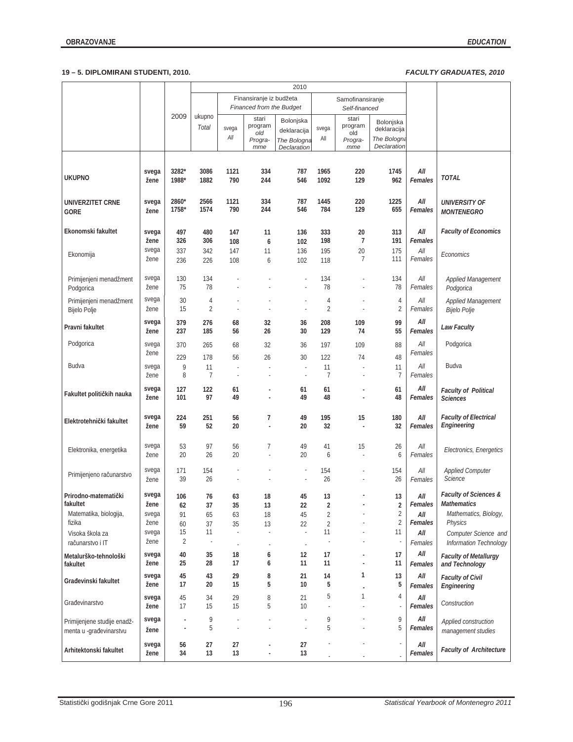**19 – 5. DIPLOMIRANI STUDENTI, 2010.** *FACULTY GRADUATES, 2010*

| | | 2009 | 2010 | | | | | | | | | |
|---|---|---|---|---|---|---|---|---|---|---|---|---|
| | | | ukupno *Total* | Finansiranje iz budžeta *Financed from the Budget* | | | Samofinansiranje *Self-financed* | | | | |
| | | | | svega *All* | stari program *old Progra-mme* | Bolonjska deklaracija *The Bologna Declaration* | svega *All* | stari program *old Progra-mme* | Bolonjska deklaracija *The Bologna Declaration* | | |
| **UKUPNO** | **svega** | **3282*** | **3086** | **1121** | **334** | **787** | **1965** | **220** | **1745** | ***All*** | ***TOTAL*** |
| | **žene** | **1988*** | **1882** | **790** | **244** | **546** | **1092** | **129** | **962** | ***Females*** | |
| **UNIVERZITET CRNE GORE** | **svega** | **2860*** | **2566** | **1121** | **334** | **787** | **1445** | **220** | **1225** | ***All*** | ***UNIVERSITY OF MONTENEGRO*** |
| | **žene** | **1758*** | **1574** | **790** | **244** | **546** | **784** | **129** | **655** | ***Females*** | |
| **Ekonomski fakultet** | **svega** | **497** | **480** | **147** | **11** | **136** | **333** | **20** | **313** | ***All*** | ***Faculty of Economics*** |
| | **žene** | **326** | **306** | **108** | **6** | **102** | **198** | **7** | **191** | ***Females*** | |
| Ekonomija | svega | 337 | 342 | 147 | 11 | 136 | 195 | 20 | 175 | *All* | *Economics* |
| | žene | 236 | 226 | 108 | 6 | 102 | 118 | 7 | 111 | *Females* | |
| Primijenjeni menadžment Podgorica | svega | 130 | 134 | - | - | - | 134 | - | 134 | *All* | *Applied Management Podgorica* |
| | žene | 75 | 78 | - | - | - | 78 | - | 78 | *Females* | |
| Primijenjeni menadžment Bijelo Polje | svega | 30 | 4 | - | - | - | 4 | - | 4 | *All* | *Applied Management Bijelo Polje* |
| | žene | 15 | 2 | - | - | - | 2 | - | 2 | *Females* | |
| **Pravni fakultet** | **svega** | **379** | **276** | **68** | **32** | **36** | **208** | **109** | **99** | ***All*** | ***Law Faculty*** |
| | **žene** | **237** | **185** | **56** | **26** | **30** | **129** | **74** | **55** | ***Females*** | |
| Podgorica | svega | 370 | 265 | 68 | 32 | 36 | 197 | 109 | 88 | *All* | Podgorica |
| | žene | 229 | 178 | 56 | 26 | 30 | 122 | 74 | 48 | *Females* | |
| Budva | svega | 9 | 11 | - | - | - | 11 | - | 11 | *All* | Budva |
| | žene | 8 | 7 | - | - | - | 7 | - | 7 | *Females* | |
| **Fakultet političkih nauka** | **svega** | **127** | **122** | **61** | **-** | **61** | **61** | **-** | **61** | ***All*** | ***Faculty of Political Sciences*** |
| | **žene** | **101** | **97** | **49** | **-** | **49** | **48** | **-** | **48** | ***Females*** | |
| **Elektrotehnički fakultet** | **svega** | **224** | **251** | **56** | **7** | **49** | **195** | **15** | **180** | ***All*** | ***Faculty of Electrical Engineering*** |
| | **žene** | **59** | **52** | **20** | **-** | **20** | **32** | **-** | **32** | ***Females*** | |
| Elektronika, energetika | svega | 53 | 97 | 56 | 7 | 49 | 41 | 15 | 26 | *All* | *Electronics, Energetics* |
| | žene | 20 | 26 | 20 | - | 20 | 6 | - | 6 | *Females* | |
| Primijenjeno računarstvo | svega | 171 | 154 | - | - | - | 154 | - | 154 | *All* | *Applied Computer Science* |
| | žene | 39 | 26 | - | - | - | 26 | - | 26 | *Females* | |
| **Prirodno-matematički fakultet** | **svega** | **106** | **76** | **63** | **18** | **45** | **13** | **-** | **13** | ***All*** | ***Faculty of Sciences & Mathematics*** |
| | **žene** | **62** | **37** | **35** | **13** | **22** | **2** | **-** | **2** | ***Females*** | |
| Matematika, biologija, fizika | svega | 91 | 65 | 63 | 18 | 45 | 2 | - | 2 | ***All*** | *Mathematics, Biology, Physics* |
| | žene | 60 | 37 | 35 | 13 | 22 | 2 | - | 2 | ***Females*** | |
| Visoka škola za računarstvo i IT | svega | 15 | 11 | - | - | - | 11 | - | 11 | ***All*** | *Computer Science and Information Technology* |
| | žene | 2 | - | - | - | - | - | - | - | *Females* | |
| **Metalurško-tehnološki fakultet** | **svega** | **40** | **35** | **18** | **6** | **12** | **17** | **-** | **17** | ***All*** | ***Faculty of Metallurgy and Technology*** |
| | **žene** | **25** | **28** | **17** | **6** | **11** | **11** | **-** | **11** | ***Females*** | |
| **Građevinski fakultet** | **svega** | **45** | **43** | **29** | **8** | **21** | **14** | **1** | **13** | ***All*** | ***Faculty of Civil Engineering*** |
| | **žene** | **17** | **20** | **15** | **5** | **10** | **5** | **-** | **5** | ***Females*** | |
| Građevinarstvo | **svega** | 45 | 34 | 29 | 8 | 21 | 5 | 1 | 4 | ***All*** | *Construction* |
| | **žene** | 17 | 15 | 15 | 5 | 10 | - | - | - | ***Females*** | |
| Primijenjene studije enadž-menta u -građevinarstvu | **svega** | - | 9 | - | - | - | 9 | - | 9 | ***All*** | *Applied construction management studies* |
| | **žene** | - | 5 | - | - | - | 5 | - | 5 | ***Females*** | |
| **Arhitektonski fakultet** | **svega** | **56** | **27** | **27** | **-** | **27** | - | - | - | ***All*** | ***Faculty of Architecture*** |
| | **žene** | **34** | **13** | **13** | **-** | **13** | - | - | - | ***Females*** | |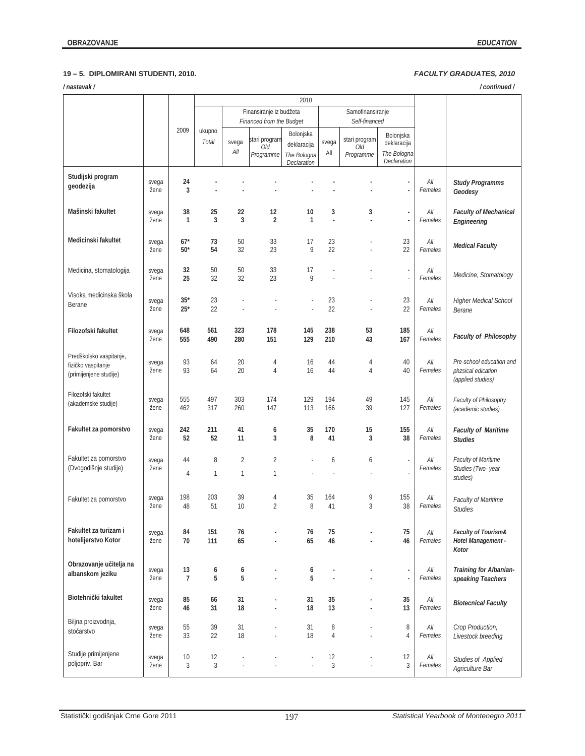## 19 – 5. DIPLOMIRANI STUDENTI, 2010. *FACULTY GRADUATES, 2010*

*/ nastavak /* */ continued /*

| | | 2009 | 2010 | | | | | | | | | |
|---|---|---|---|---|---|---|---|---|---|---|---|---|
| | | | ukupno *Total* | Finansiranje iz budžeta *Financed from the Budget* | | | Samofinansiranje *Self-financed* | | | | |
| | | | | svega *All* | stari program *Old Programme* | Bolonjska deklaracija *The Bologna Declaration* | svega *All* | stari program *Old Programme* | Bolonjska deklaracija *The Bologna Declaration* | | |
| **Studijski program geodezija** | svega | **24** | **-** | **-** | **-** | **-** | **-** | **-** | **-** | *All* | ***Study Programms Geodesy*** |
| | žene | **3** | **-** | **-** | **-** | **-** | **-** | **-** | **-** | *Females* | |
| **Mašinski fakultet** | svega | **38** | **25** | **22** | **12** | **10** | **3** | **3** | **-** | *All* | ***Faculty of Mechanical Engineering*** |
| | žene | **1** | **3** | **3** | **2** | **1** | **-** | **-** | **-** | *Females* | |
| **Medicinski fakultet** | svega | **67*** | **73** | 50 | 33 | 17 | 23 | - | 23 | *All* | ***Medical Faculty*** |
| | žene | **50*** | **54** | 32 | 23 | 9 | 22 | - | 22 | *Females* | |
| Medicina, stomatologija | svega | **32** | 50 | 50 | 33 | 17 | - | - | - | *All* | *Medicine, Stomatology* |
| | žene | **25** | 32 | 32 | 23 | 9 | - | - | - | *Females* | |
| Visoka medicinska škola Berane | svega | **35*** | 23 | - | - | - | 23 | - | 23 | *All* | *Higher Medical School Berane* |
| | žene | **25*** | 22 | - | - | - | 22 | - | 22 | *Females* | |
| **Filozofski fakultet** | svega | **648** | **561** | **323** | **178** | **145** | **238** | **53** | **185** | *All* | ***Faculty of Philosophy*** |
| | žene | **555** | **490** | **280** | **151** | **129** | **210** | **43** | **167** | *Females* | |
| Predškolsko vaspitanje, fizičko vaspitanje (primijenjene studije) | svega | 93 | 64 | 20 | 4 | 16 | 44 | 4 | 40 | *All* | *Pre-school education and phzsical edication (applied studies)* |
| | žene | 93 | 64 | 20 | 4 | 16 | 44 | 4 | 40 | *Females* | |
| Filozofski fakultet (akademske studije) | svega | 555 | 497 | 303 | 174 | 129 | 194 | 49 | 145 | *All* | *Faculty of Philosophy (academic studies)* |
| | žene | 462 | 317 | 260 | 147 | 113 | 166 | 39 | 127 | *Females* | |
| **Fakultet za pomorstvo** | svega | **242** | **211** | **41** | **6** | **35** | **170** | **15** | **155** | *All* | ***Faculty of Maritime Studies*** |
| | žene | **52** | **52** | **11** | **3** | **8** | **41** | **3** | **38** | *Females* | |
| Fakultet za pomorstvo (Dvogodišnje studije) | svega | 44 | 8 | 2 | 2 | - | 6 | 6 | - | *All* | *Faculty of Maritime Studies (Two- year studies)* |
| | žene | 4 | 1 | 1 | 1 | - | - | - | - | *Females* | |
| Fakultet za pomorstvo | svega | 198 | 203 | 39 | 4 | 35 | 164 | 9 | 155 | *All* | *Faculty of Maritime Studies* |
| | žene | 48 | 51 | 10 | 2 | 8 | 41 | 3 | 38 | *Females* | |
| **Fakultet za turizam i hotelijerstvo Kotor** | svega | **84** | **151** | **76** | **-** | **76** | **75** | **-** | **75** | *All* | ***Faculty of Tourism& Hotel Management - Kotor*** |
| | žene | **70** | **111** | **65** | **-** | **65** | **46** | **-** | **46** | *Females* | |
| **Obrazovanje učitelja na albanskom jeziku** | svega | **13** | **6** | **6** | **-** | **6** | **-** | **-** | **-** | *All* | ***Training for Albanian-speaking Teachers*** |
| | žene | **7** | **5** | **5** | **-** | **5** | **-** | **-** | **-** | *Females* | |
| **Biotehnički fakultet** | svega | **85** | **66** | **31** | **-** | **31** | **35** | **-** | **35** | *All* | ***Biotecnical Faculty*** |
| | žene | **46** | **31** | **18** | **-** | **18** | **13** | **-** | **13** | *Females* | |
| Biljna proizvodnja, stočarstvo | svega | 55 | 39 | 31 | - | 31 | 8 | - | 8 | *All* | *Crop Production, Livestock breeding* |
| | žene | 33 | 22 | 18 | - | 18 | 4 | - | 4 | *Females* | |
| Studije primijenjene poljopriv. Bar | svega | 10 | 12 | - | - | - | 12 | - | 12 | *All* | *Studies of Applied Agriculture Bar* |
| | žene | 3 | 3 | - | - | - | 3 | - | 3 | *Females* | |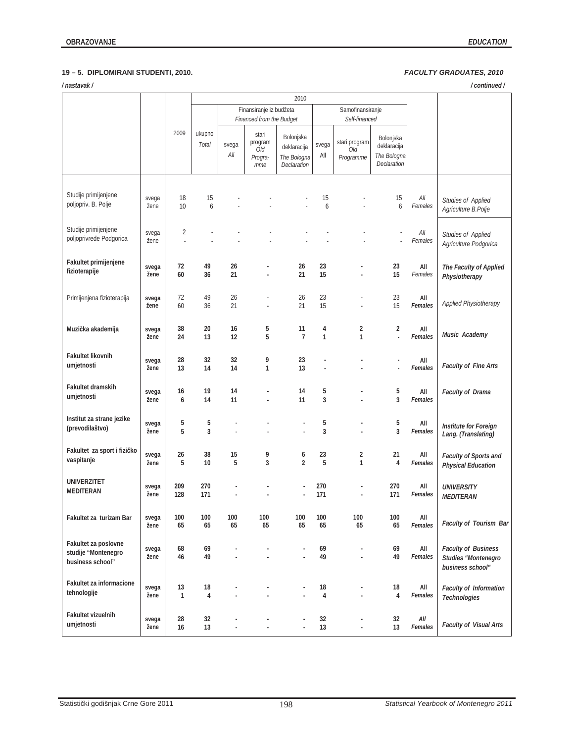## 19 – 5. DIPLOMIRANI STUDENTI, 2010. *FACULTY GRADUATES, 2010*

*/ nastavak /* */ continued /*

| | | 2009 | 2010 | | | | | | | | | |
|---|---|---|---|---|---|---|---|---|---|---|---|---|
| | | | | Finansiranje iz budžeta *Financed from the Budget* | | | Samofinansiranje *Self-financed* | | | | |
| | | | ukupno *Total* | svega *All* | stari program *Old Programme* | Bolonjska deklaracija *The Bologna Declaration* | svega *All* | stari program *Old Programme* | Bolonjska deklaracija *The Bologna Declaration* | | |
| Studije primijenjene poljopriv. B. Polje | svega | 18 | 15 | - | - | - | 15 | - | 15 | *All* | *Studies of Applied Agriculture B.Polje* |
| | žene | 10 | 6 | - | - | - | 6 | - | 6 | *Females* | |
| Studije primijenjene poljoprivrede Podgorica | svega | 2 | - | - | - | - | - | - | - | *All* | *Studies of Applied Agriculture Podgorica* |
| | žene | - | - | - | - | - | - | - | - | *Females* | |
| **Fakultet primijenjene fizioterapije** | **svega** | **72** | **49** | **26** | **-** | **26** | **23** | **-** | **23** | **All** | ***The Faculty of Applied Physiotherapy*** |
| | **žene** | **60** | **36** | **21** | **-** | **21** | **15** | **-** | **15** | *Females* | |
| Primijenjena fizioterapija | **svega** | 72 | 49 | 26 | - | 26 | 23 | - | 23 | **All** | *Applied Physiotherapy* |
| | **žene** | 60 | 36 | 21 | - | 21 | 15 | - | 15 | ***Females*** | |
| **Muzička akademija** | **svega** | **38** | **20** | **16** | **5** | **11** | **4** | **2** | **2** | **All** | ***Music Academy*** |
| | **žene** | **24** | **13** | **12** | **5** | **7** | **1** | **1** | **-** | ***Females*** | |
| **Fakultet likovnih umjetnosti** | **svega** | **28** | **32** | **32** | **9** | **23** | **-** | **-** | **-** | **All** | ***Faculty of Fine Arts*** |
| | **žene** | **13** | **14** | **14** | **1** | **13** | **-** | **-** | **-** | ***Females*** | |
| **Fakultet dramskih umjetnosti** | **svega** | **16** | **19** | **14** | **-** | **14** | **5** | **-** | **5** | **All** | ***Faculty of Drama*** |
| | **žene** | **6** | **14** | **11** | **-** | **11** | **3** | **-** | **3** | ***Females*** | |
| **Institut za strane jezike (prevodilaštvo)** | **svega** | **5** | **5** | - | - | - | **5** | **-** | **5** | **All** | ***Institute for Foreign Lang. (Translating)*** |
| | **žene** | **5** | **3** | - | - | - | **3** | **-** | **3** | ***Females*** | |
| **Fakultet za sport i fizičko vaspitanje** | **svega** | **26** | **38** | **15** | **9** | **6** | **23** | **2** | **21** | **All** | ***Faculty of Sports and Physical Education*** |
| | **žene** | **5** | **10** | **5** | **3** | **2** | **5** | **1** | **4** | *Females* | |
| **UNIVERZITET MEDITERAN** | **svega** | **209** | **270** | **-** | **-** | **-** | **270** | **-** | **270** | **All** | ***UNIVERSITY MEDITERAN*** |
| | **žene** | **128** | **171** | **-** | **-** | **-** | **171** | **-** | **171** | *Females* | |
| **Fakultet za turizam Bar** | **svega** | **100** | **100** | **100** | **100** | **100** | **100** | **100** | **100** | **All** | ***Faculty of Tourism Bar*** |
| | **žene** | **65** | **65** | **65** | **65** | **65** | **65** | **65** | **65** | ***Females*** | |
| **Fakultet za poslovne studije "Montenegro business school"** | **svega** | **68** | **69** | **-** | **-** | **-** | **69** | **-** | **69** | **All** | ***Faculty of Business Studies "Montenegro business school"*** |
| | **žene** | **46** | **49** | **-** | **-** | **-** | **49** | **-** | **49** | *Females* | |
| **Fakultet za informacione tehnologije** | **svega** | **13** | **18** | **-** | **-** | **-** | **18** | **-** | **18** | **All** | ***Faculty of Information Technologies*** |
| | **žene** | **1** | **4** | **-** | **-** | **-** | **4** | **-** | **4** | *Females* | |
| **Fakultet vizuelnih umjetnosti** | **svega** | **28** | **32** | **-** | **-** | **-** | **32** | **-** | **32** | *All* | ***Faculty of Visual Arts*** |
| | **žene** | **16** | **13** | **-** | **-** | **-** | **13** | **-** | **13** | *Females* | |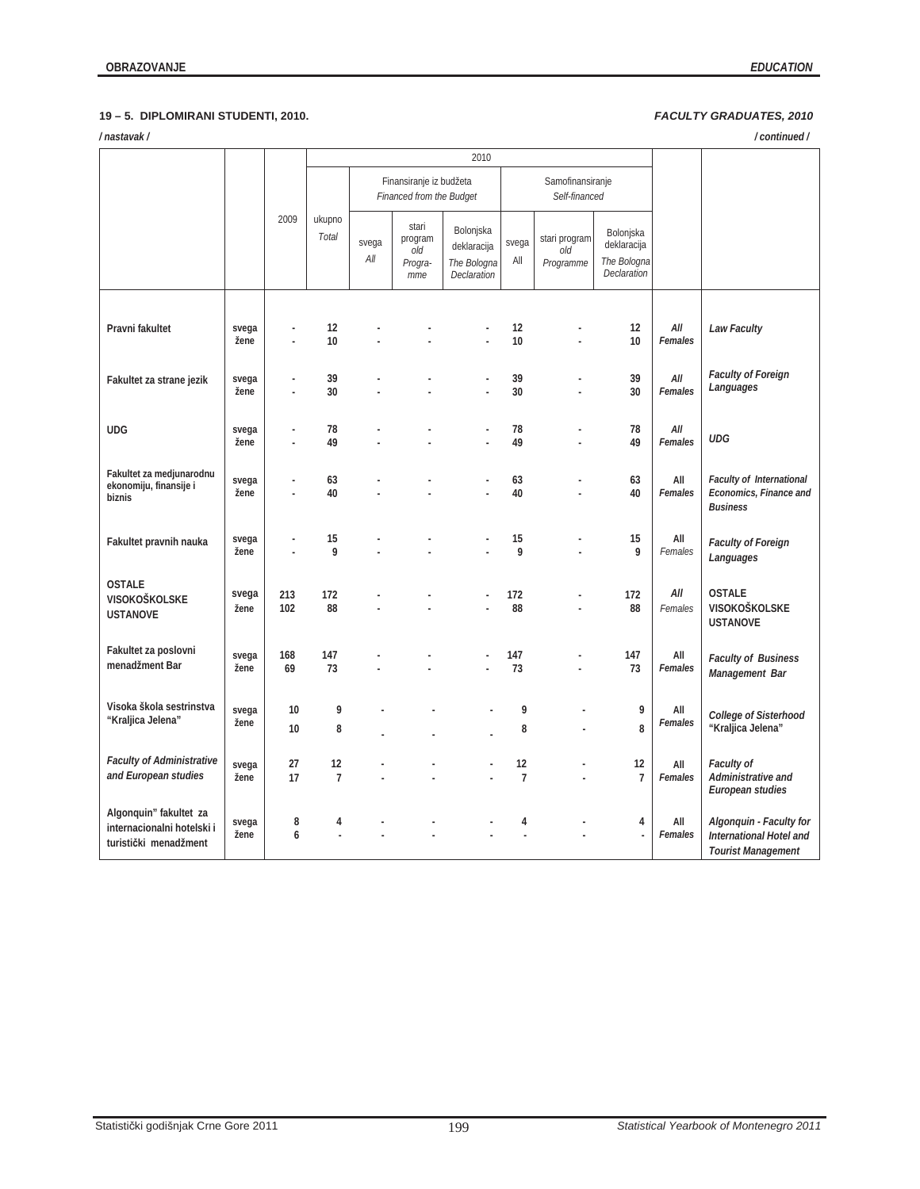### 19 – 5. DIPLOMIRANI STUDENTI, 2010. *FACULTY GRADUATES, 2010*

*/ nastavak /* */ continued /*

| | | 2009 | 2010 | | | | | | | | | |
|---|---|---|---|---|---|---|---|---|---|---|---|---|
| | | | ukupno *Total* | Finansiranje iz budžeta *Financed from the Budget* | | | Samofinansiranje *Self-financed* | | | | |
| | | | | svega *All* | stari program *old Progra-mme* | Bolonjska deklaracija *The Bologna Declaration* | svega All | stari program *old Programme* | Bolonjska deklaracija *The Bologna Declaration* | | |
| Pravni fakultet | svega | - | 12 | - | - | - | 12 | - | 12 | *All* | *Law Faculty* |
| | žene | - | 10 | - | - | - | 10 | - | 10 | *Females* | |
| Fakultet za strane jezik | svega | - | 39 | - | - | - | 39 | - | 39 | *All* | *Faculty of Foreign Languages* |
| | žene | - | 30 | - | - | - | 30 | - | 30 | *Females* | |
| UDG | svega | - | 78 | - | - | - | 78 | - | 78 | *All* | *UDG* |
| | žene | - | 49 | - | - | - | 49 | - | 49 | *Females* | |
| Fakultet za medjunarodnu ekonomiju, finansije i biznis | svega | - | 63 | - | - | - | 63 | - | 63 | All | *Faculty of International Economics, Finance and Business* |
| | žene | - | 40 | - | - | - | 40 | - | 40 | *Females* | |
| Fakultet pravnih nauka | svega | - | 15 | - | - | - | 15 | - | 15 | All | *Faculty of Foreign Languages* |
| | žene | - | 9 | - | - | - | 9 | - | 9 | *Females* | |
| OSTALE VISOKOŠKOLSKE USTANOVE | svega | 213 | 172 | - | - | - | 172 | - | 172 | *All* | OSTALE VISOKOŠKOLSKE USTANOVE |
| | žene | 102 | 88 | - | - | - | 88 | - | 88 | *Females* | |
| Fakultet za poslovni menadžment Bar | svega | 168 | 147 | - | - | - | 147 | - | 147 | All | *Faculty of Business Management Bar* |
| | žene | 69 | 73 | - | - | - | 73 | - | 73 | *Females* | |
| Visoka škola sestrinstva "Kraljica Jelena" | svega | 10 | 9 | - | - | - | 9 | - | 9 | All | *College of Sisterhood "Kraljica Jelena"* |
| | žene | 10 | 8 | - | - | - | 8 | - | 8 | *Females* | |
| *Faculty of Administrative and European studies* | svega | 27 | 12 | - | - | - | 12 | - | 12 | All | *Faculty of Administrative and European studies* |
| | žene | 17 | 7 | - | - | - | 7 | - | 7 | *Females* | |
| Algonquin" fakultet za internacionalni hotelski i turistički menadžment | svega | 8 | 4 | - | - | - | 4 | - | 4 | All | *Algonquin - Faculty for International Hotel and Tourist Management* |
| | žene | 6 | - | - | - | - | - | - | - | *Females* | |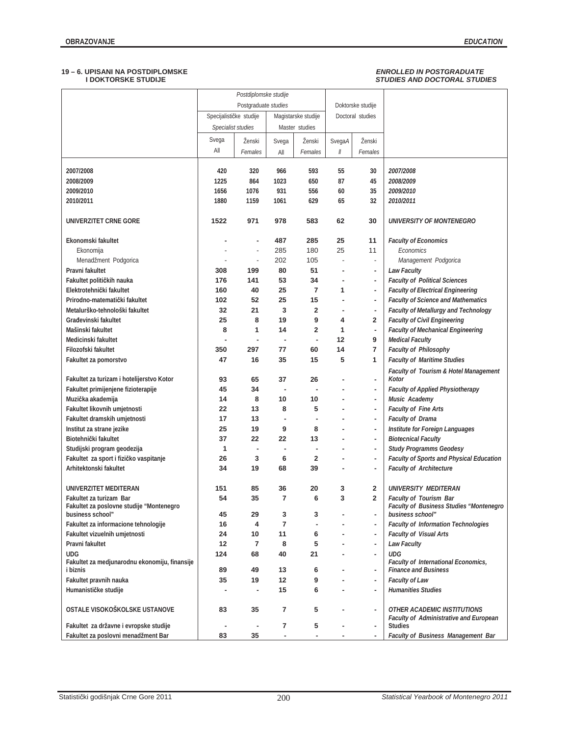## 19 – 6. UPISANI NA POSTDIPLOMSKE I DOKTORSKE STUDIJE

## ENROLLED IN POSTGRADUATE STUDIES AND DOCTORAL STUDIES

| | Postdiplomske studije *Postgraduate studies* | | | | Doktorske studije Doctoral studies | | |
|---|---|---|---|---|---|---|---|
| | Specijalističke studije *Specialist studies* | | Magistarske studije Master studies | | | | |
| | Svega All | Ženski *Females* | Svega All | Ženski *Females* | Svega *All* | Ženski *Females* | |
| 2007/2008 | 420 | 320 | 966 | 593 | 55 | 30 | *2007/2008* |
| 2008/2009 | 1225 | 864 | 1023 | 650 | 87 | 45 | *2008/2009* |
| 2009/2010 | 1656 | 1076 | 931 | 556 | 60 | 35 | *2009/2010* |
| 2010/2011 | 1880 | 1159 | 1061 | 629 | 65 | 32 | *2010/2011* |
| UNIVERZITET CRNE GORE | 1522 | 971 | 978 | 583 | 62 | 30 | *UNIVERSITY OF MONTENEGRO* |
| Ekonomski fakultet | - | - | 487 | 285 | 25 | 11 | *Faculty of Economics* |
| Ekonomija | - | - | 285 | 180 | 25 | 11 | *Economics* |
| Menadžment Podgorica | - | - | 202 | 105 | - | - | *Management Podgorica* |
| Pravni fakultet | 308 | 199 | 80 | 51 | - | - | *Law Faculty* |
| Fakultet političkih nauka | 176 | 141 | 53 | 34 | - | - | *Faculty of Political Sciences* |
| Elektrotehnički fakultet | 160 | 40 | 25 | 7 | 1 | - | *Faculty of Electrical Engineering* |
| Prirodno-matematički fakultet | 102 | 52 | 25 | 15 | - | - | *Faculty of Science and Mathematics* |
| Metalurško-tehnološki fakultet | 32 | 21 | 3 | 2 | - | - | *Faculty of Metallurgy and Technology* |
| Građevinski fakultet | 25 | 8 | 19 | 9 | 4 | 2 | *Faculty of Civil Engineering* |
| Mašinski fakultet | 8 | 1 | 14 | 2 | 1 | - | *Faculty of Mechanical Engineering* |
| Medicinski fakultet | - | - | - | - | 12 | 9 | *Medical Faculty* |
| Filozofski fakultet | 350 | 297 | 77 | 60 | 14 | 7 | *Faculty of Philosophy* |
| Fakultet za pomorstvo | 47 | 16 | 35 | 15 | 5 | 1 | *Faculty of Maritime Studies* |
| Fakultet za turizam i hotelijerstvo Kotor | 93 | 65 | 37 | 26 | - | - | *Faculty of Tourism & Hotel Management Kotor* |
| Fakultet primijenjene fizioterapije | 45 | 34 | - | - | - | - | *Faculty of Applied Physiotherapy* |
| Muzička akademija | 14 | 8 | 10 | 10 | - | - | *Music Academy* |
| Fakultet likovnih umjetnosti | 22 | 13 | 8 | 5 | - | - | *Faculty of Fine Arts* |
| Fakultet dramskih umjetnosti | 17 | 13 | - | - | - | - | *Faculty of Drama* |
| Institut za strane jezike | 25 | 19 | 9 | 8 | - | - | *Institute for Foreign Languages* |
| Biotehnički fakultet | 37 | 22 | 22 | 13 | - | - | *Biotecnical Faculty* |
| Studijski program geodezija | 1 | - | - | - | - | - | *Study Programms Geodesy* |
| Fakultet za sport i fizičko vaspitanje | 26 | 3 | 6 | 2 | - | - | *Faculty of Sports and Physical Education* |
| Arhitektonski fakultet | 34 | 19 | 68 | 39 | - | - | *Faculty of Architecture* |
| UNIVERZITET MEDITERAN | 151 | 85 | 36 | 20 | 3 | 2 | *UNIVERSITY MEDITERAN* |
| Fakultet za turizam Bar | 54 | 35 | 7 | 6 | 3 | 2 | *Faculty of Tourism Bar* |
| Fakultet za poslovne studije "Montenegro business school" | 45 | 29 | 3 | 3 | - | - | *Faculty of Business Studies "Montenegro business school"* |
| Fakultet za informacione tehnologije | 16 | 4 | 7 | - | - | - | *Faculty of Information Technologies* |
| Fakultet vizuelnih umjetnosti | 24 | 10 | 11 | 6 | - | - | *Faculty of Visual Arts* |
| Pravni fakultet | 12 | 7 | 8 | 5 | - | - | *Law Faculty* |
| UDG | 124 | 68 | 40 | 21 | - | - | *UDG* |
| Fakultet za medjunarodnu ekonomiju, finansije i biznis | 89 | 49 | 13 | 6 | - | - | *Faculty of International Economics, Finance and Business* |
| Fakultet pravnih nauka | 35 | 19 | 12 | 9 | - | - | *Faculty of Law* |
| Humanističke studije | - | - | 15 | 6 | - | - | *Humanities Studies* |
| OSTALE VISOKOŠKOLSKE USTANOVE | 83 | 35 | 7 | 5 | - | - | *OTHER ACADEMIC INSTITUTIONS* |
| Fakultet za državne i evropske studije | - | - | 7 | 5 | - | - | *Faculty of Administrative and European Studies* |
| Fakultet za poslovni menadžment Bar | 83 | 35 | - | - | - | - | *Faculty of Business Management Bar* |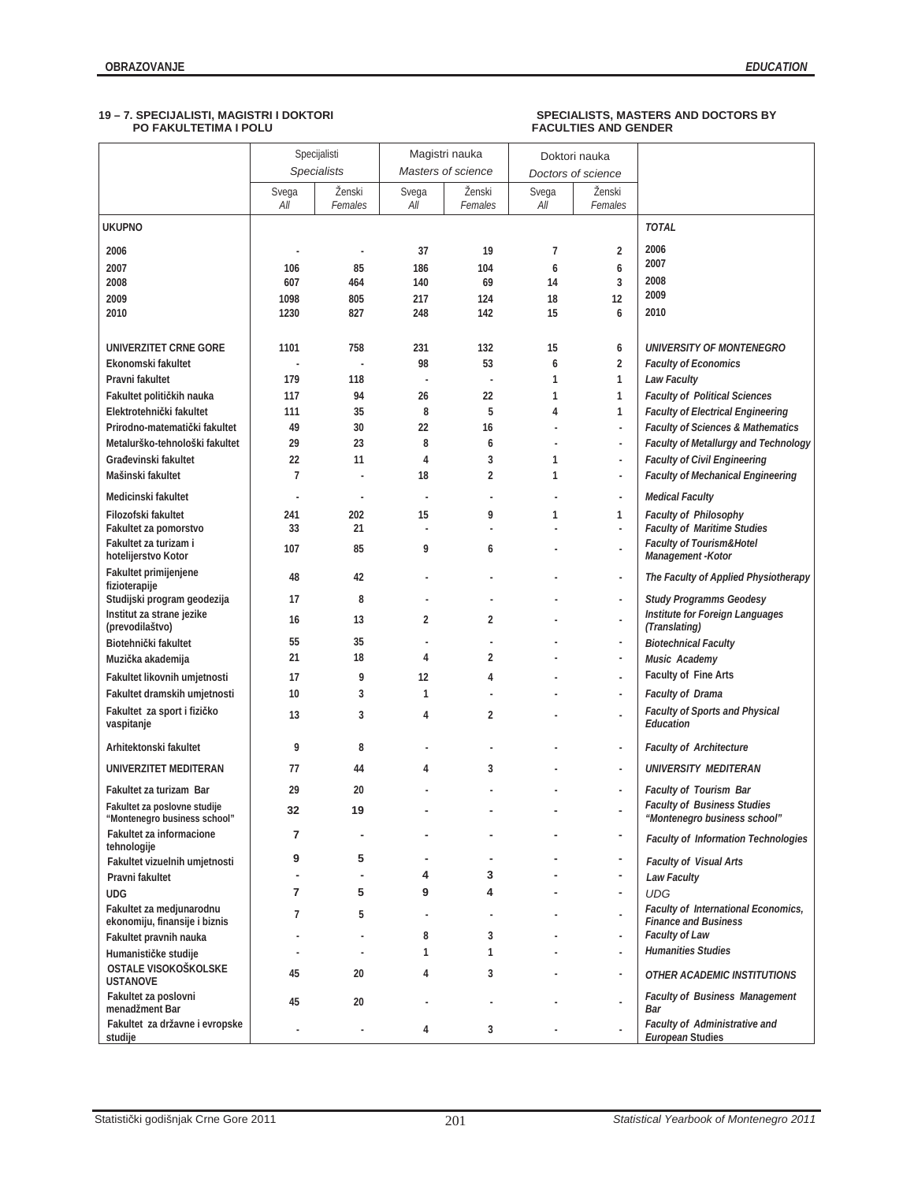## 19 – 7. SPECIJALISTI, MAGISTRI I DOKTORI PO FAKULTETIMA I POLU

## SPECIALISTS, MASTERS AND DOCTORS BY FACULTIES AND GENDER

| | Specijalisti *Specialists* | | Magistri nauka *Masters of science* | | Doktori nauka *Doctors of science* | | |
|---|---|---|---|---|---|---|---|
| | Svega *All* | Ženski *Females* | Svega *All* | Ženski *Females* | Svega *All* | Ženski *Females* | |
| **UKUPNO** | | | | | | | ***TOTAL*** |
| 2006 | - | - | 37 | 19 | 7 | 2 | 2006 |
| 2007 | 106 | 85 | 186 | 104 | 6 | 6 | 2007 |
| 2008 | 607 | 464 | 140 | 69 | 14 | 3 | 2008 |
| 2009 | 1098 | 805 | 217 | 124 | 18 | 12 | 2009 |
| 2010 | 1230 | 827 | 248 | 142 | 15 | 6 | 2010 |
| UNIVERZITET CRNE GORE | 1101 | 758 | 231 | 132 | 15 | 6 | *UNIVERSITY OF MONTENEGRO* |
| Ekonomski fakultet | - | - | 98 | 53 | 6 | 2 | *Faculty of Economics* |
| Pravni fakultet | 179 | 118 | - | - | 1 | 1 | *Law Faculty* |
| Fakultet političkih nauka | 117 | 94 | 26 | 22 | 1 | 1 | *Faculty of Political Sciences* |
| Elektrotehnički fakultet | 111 | 35 | 8 | 5 | 4 | 1 | *Faculty of Electrical Engineering* |
| Prirodno-matematički fakultet | 49 | 30 | 22 | 16 | - | - | *Faculty of Sciences & Mathematics* |
| Metalurško-tehnološki fakultet | 29 | 23 | 8 | 6 | - | - | *Faculty of Metallurgy and Technology* |
| Građevinski fakultet | 22 | 11 | 4 | 3 | 1 | - | *Faculty of Civil Engineering* |
| Mašinski fakultet | 7 | - | 18 | 2 | 1 | - | *Faculty of Mechanical Engineering* |
| Medicinski fakultet | - | - | - | - | - | - | *Medical Faculty* |
| Filozofski fakultet | 241 | 202 | 15 | 9 | 1 | 1 | *Faculty of Philosophy* |
| Fakultet za pomorstvo | 33 | 21 | - | - | - | - | *Faculty of Maritime Studies* |
| Fakultet za turizam i hotelijerstvo Kotor | 107 | 85 | 9 | 6 | - | - | *Faculty of Tourism&Hotel Management -Kotor* |
| Fakultet primijenjene fizioterapije | 48 | 42 | - | - | - | - | *The Faculty of Applied Physiotherapy* |
| Studijski program geodezija | 17 | 8 | - | - | - | - | *Study Programms Geodesy* |
| Institut za strane jezike (prevodilaštvo) | 16 | 13 | 2 | 2 | - | - | *Institute for Foreign Languages (Translating)* |
| Biotehnički fakultet | 55 | 35 | - | - | - | - | *Biotechnical Faculty* |
| Muzička akademija | 21 | 18 | 4 | 2 | - | - | *Music Academy* |
| Fakultet likovnih umjetnosti | 17 | 9 | 12 | 4 | - | - | Faculty of Fine Arts |
| Fakultet dramskih umjetnosti | 10 | 3 | 1 | - | - | - | *Faculty of Drama* |
| Fakultet za sport i fizičko vaspitanje | 13 | 3 | 4 | 2 | - | - | *Faculty of Sports and Physical Education* |
| Arhitektonski fakultet | 9 | 8 | - | - | - | - | *Faculty of Architecture* |
| UNIVERZITET MEDITERAN | 77 | 44 | 4 | 3 | - | - | *UNIVERSITY MEDITERAN* |
| Fakultet za turizam Bar | 29 | 20 | - | - | - | - | *Faculty of Tourism Bar* |
| Fakultet za poslovne studije "Montenegro business school" | 32 | 19 | - | - | - | - | *Faculty of Business Studies "Montenegro business school"* |
| Fakultet za informacione tehnologije | 7 | - | - | - | - | - | *Faculty of Information Technologies* |
| Fakultet vizuelnih umjetnosti | 9 | 5 | - | - | - | - | *Faculty of Visual Arts* |
| Pravni fakultet | - | - | 4 | 3 | - | - | *Law Faculty* |
| UDG | 7 | 5 | 9 | 4 | - | - | *UDG* |
| Fakultet za medjunarodnu ekonomiju, finansije i biznis | 7 | 5 | - | - | - | - | *Faculty of International Economics, Finance and Business* |
| Fakultet pravnih nauka | - | - | 8 | 3 | - | - | *Faculty of Law* |
| Humanističke studije | - | - | 1 | 1 | - | - | *Humanities Studies* |
| OSTALE VISOKOŠKOLSKE USTANOVE | 45 | 20 | 4 | 3 | - | - | *OTHER ACADEMIC INSTITUTIONS* |
| Fakultet za poslovni menadžment Bar | 45 | 20 | - | - | - | - | *Faculty of Business Management Bar* |
| Fakultet za državne i evropske studije | - | - | 4 | 3 | - | - | *Faculty of Administrative and European Studies* |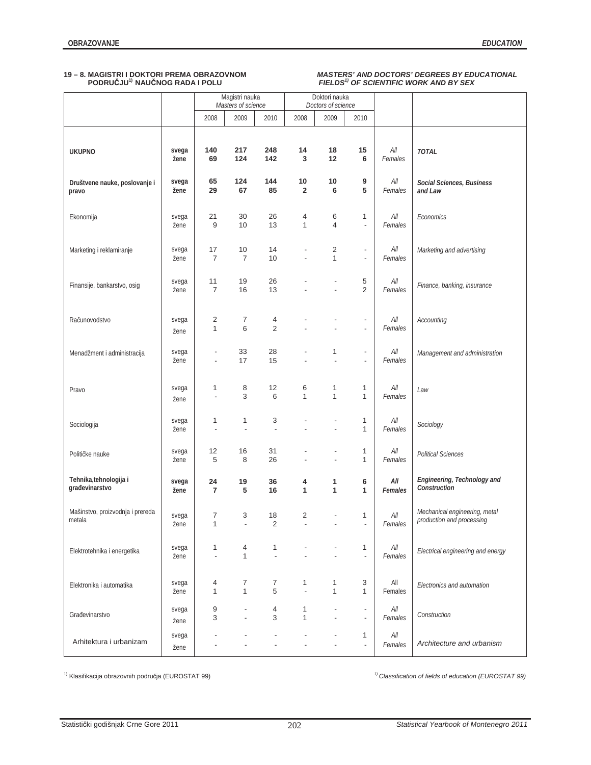## 19 – 8. MAGISTRI I DOKTORI PREMA OBRAZOVNOM PODRUČJU[1)] NAUČNOG RADA I POLU

## *MASTERS' AND DOCTORS' DEGREES BY EDUCATIONAL FIELDS[1)] OF SCIENTIFIC WORK AND BY SEX*

| | | Magistri nauka *Masters of science* | | | Doktori nauka *Doctors of science* | | | | |
|---|---|---|---|---|---|---|---|---|---|
| | | 2008 | 2009 | 2010 | 2008 | 2009 | 2010 | | |
| **UKUPNO** | **svega** | **140** | **217** | **248** | **14** | **18** | **15** | *All* | ***TOTAL*** |
| | **žene** | **69** | **124** | **142** | **3** | **12** | **6** | *Females* | |
| **Društvene nauke, poslovanje i pravo** | **svega** | **65** | **124** | **144** | **10** | **10** | **9** | *All* | ***Social Sciences, Business and Law*** |
| | **žene** | **29** | **67** | **85** | **2** | **6** | **5** | *Females* | |
| Ekonomija | svega | 21 | 30 | 26 | 4 | 6 | 1 | *All* | *Economics* |
| | žene | 9 | 10 | 13 | 1 | 4 | - | *Females* | |
| Marketing i reklamiranje | svega | 17 | 10 | 14 | - | 2 | - | *All* | *Marketing and advertising* |
| | žene | 7 | 7 | 10 | - | 1 | - | *Females* | |
| Finansije, bankarstvo, osig | svega | 11 | 19 | 26 | - | - | 5 | *All* | *Finance, banking, insurance* |
| | žene | 7 | 16 | 13 | - | - | 2 | *Females* | |
| Računovodstvo | svega | 2 | 7 | 4 | - | - | - | *All* | *Accounting* |
| | žene | 1 | 6 | 2 | - | - | - | *Females* | |
| Menadžment i administracija | svega | - | 33 | 28 | - | 1 | - | *All* | *Management and administration* |
| | žene | - | 17 | 15 | - | - | - | *Females* | |
| Pravo | svega | 1 | 8 | 12 | 6 | 1 | 1 | *All* | *Law* |
| | žene | - | 3 | 6 | 1 | 1 | 1 | *Females* | |
| Sociologija | svega | 1 | 1 | 3 | - | - | 1 | *All* | *Sociology* |
| | žene | - | - | - | - | - | 1 | *Females* | |
| Političke nauke | svega | 12 | 16 | 31 | - | - | 1 | *All* | *Political Sciences* |
| | žene | 5 | 8 | 26 | - | - | 1 | *Females* | |
| **Tehnika,tehnologija i građevinarstvo** | **svega** | **24** | **19** | **36** | **4** | **1** | **6** | ***All*** | ***Engineering, Technology and Construction*** |
| | **žene** | **7** | **5** | **16** | **1** | **1** | **1** | ***Females*** | |
| Mašinstvo, proizvodnja i prereda metala | svega | 7 | 3 | 18 | 2 | - | 1 | *All* | *Mechanical engineering, metal production and processing* |
| | žene | 1 | - | 2 | - | - | - | *Females* | |
| Elektrotehnika i energetika | svega | 1 | 4 | 1 | - | - | 1 | *All* | *Electrical engineering and energy* |
| | žene | - | 1 | - | - | - | - | *Females* | |
| Elektronika i automatika | svega | 4 | 7 | 7 | 1 | 1 | 3 | All | *Electronics and automation* |
| | žene | 1 | 1 | 5 | - | 1 | 1 | Females | |
| Građevinarstvo | svega | 9 | - | 4 | 1 | - | - | *All* | *Construction* |
| | žene | 3 | - | 3 | 1 | - | - | *Females* | |
| Arhitektura i urbanizam | svega | - | - | - | - | - | 1 | *All* | *Architecture and urbanism* |
| | žene | - | - | - | - | - | - | *Females* | |

[1)] Klasifikacija obrazovnih područja (EUROSTAT 99)

*[1)] Classification of fields of education (EUROSTAT 99)*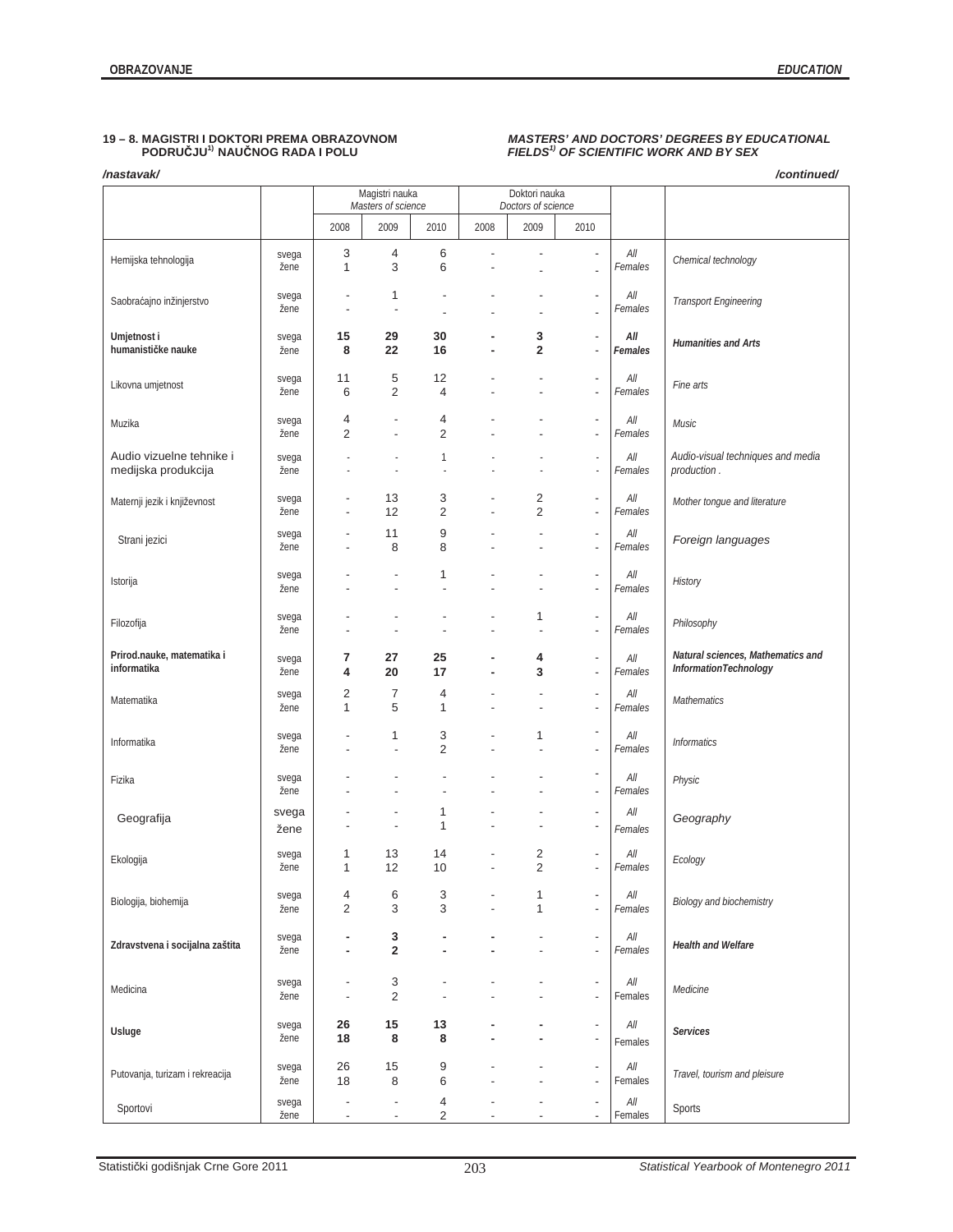**19 – 8. MAGISTRI I DOKTORI PREMA OBRAZOVNOM PODRUČJU[1)] NAUČNOG RADA I POLU**

***MASTERS' AND DOCTORS' DEGREES BY EDUCATIONAL FIELDS[1)] OF SCIENTIFIC WORK AND BY SEX***

*/nastavak/* */continued/*

| | | Magistri nauka *Masters of science* | | | Doktori nauka *Doctors of science* | | | | |
|---|---|---|---|---|---|---|---|---|---|
| | | 2008 | 2009 | 2010 | 2008 | 2009 | 2010 | | |
| Hemijska tehnologija | svega | 3 | 4 | 6 | - | - | - | *All* | *Chemical technology* |
| | žene | 1 | 3 | 6 | - | - | - | *Females* | |
| Saobraćajno inžinjerstvo | svega | - | 1 | - | - | - | - | *All* | *Transport Engineering* |
| | žene | - | - | - | - | - | - | *Females* | |
| **Umjetnost i humanističke nauke** | svega | **15** | **29** | **30** | **-** | **3** | - | ***All*** | ***Humanities and Arts*** |
| | žene | **8** | **22** | **16** | **-** | **2** | - | ***Females*** | |
| Likovna umjetnost | svega | 11 | 5 | 12 | - | - | - | *All* | *Fine arts* |
| | žene | 6 | 2 | 4 | - | - | - | *Females* | |
| Muzika | svega | 4 | - | 4 | - | - | - | *All* | *Music* |
| | žene | 2 | - | 2 | - | - | - | *Females* | |
| Audio vizuelne tehnike i medijska produkcija | svega | - | - | 1 | - | - | - | *All* | *Audio-visual techniques and media production .* |
| | žene | - | - | - | - | - | - | *Females* | |
| Maternji jezik i književnost | svega | - | 13 | 3 | - | 2 | - | *All* | *Mother tongue and literature* |
| | žene | - | 12 | 2 | - | 2 | - | *Females* | |
| Strani jezici | svega | - | 11 | 9 | - | - | - | *All* | *Foreign languages* |
| | žene | - | 8 | 8 | - | - | - | *Females* | |
| Istorija | svega | - | - | 1 | - | - | - | *All* | *History* |
| | žene | - | - | - | - | - | - | *Females* | |
| Filozofija | svega | - | - | - | - | 1 | - | *All* | *Philosophy* |
| | žene | - | - | - | - | - | - | *Females* | |
| **Prirod.nauke, matematika i informatika** | svega | **7** | **27** | **25** | **-** | **4** | - | *All* | ***Natural sciences, Mathematics and InformationTechnology*** |
| | žene | **4** | **20** | **17** | **-** | **3** | - | *Females* | |
| Matematika | svega | 2 | 7 | 4 | - | - | - | *All* | *Mathematics* |
| | žene | 1 | 5 | 1 | - | - | - | *Females* | |
| Informatika | svega | - | 1 | 3 | - | 1 | - | *All* | *Informatics* |
| | žene | - | - | 2 | - | - | - | *Females* | |
| Fizika | svega | - | - | - | - | - | - | *All* | *Physic* |
| | žene | - | - | - | - | - | - | *Females* | |
| Geografija | svega | - | - | 1 | - | - | - | *All* | *Geography* |
| | žene | - | - | 1 | - | - | - | *Females* | |
| Ekologija | svega | 1 | 13 | 14 | - | 2 | - | *All* | *Ecology* |
| | žene | 1 | 12 | 10 | - | 2 | - | *Females* | |
| Biologija, biohemija | svega | 4 | 6 | 3 | - | 1 | - | *All* | *Biology and biochemistry* |
| | žene | 2 | 3 | 3 | - | 1 | - | *Females* | |
| **Zdravstvena i socijalna zaštita** | svega | **-** | **3** | **-** | **-** | - | - | *All* | ***Health and Welfare*** |
| | žene | **-** | **2** | **-** | **-** | - | - | *Females* | |
| Medicina | svega | - | 3 | - | - | - | - | *All* | *Medicine* |
| | žene | - | 2 | - | - | - | - | Females | |
| **Usluge** | svega | **26** | **15** | **13** | **-** | **-** | - | *All* | ***Services*** |
| | žene | **18** | **8** | **8** | **-** | **-** | - | Females | |
| Putovanja, turizam i rekreacija | svega | 26 | 15 | 9 | - | - | - | *All* | *Travel, tourism and pleisure* |
| | žene | 18 | 8 | 6 | - | - | - | Females | |
| Sportovi | svega | - | - | 4 | - | - | - | *All* | Sports |
| | žene | - | - | 2 | - | - | - | Females | |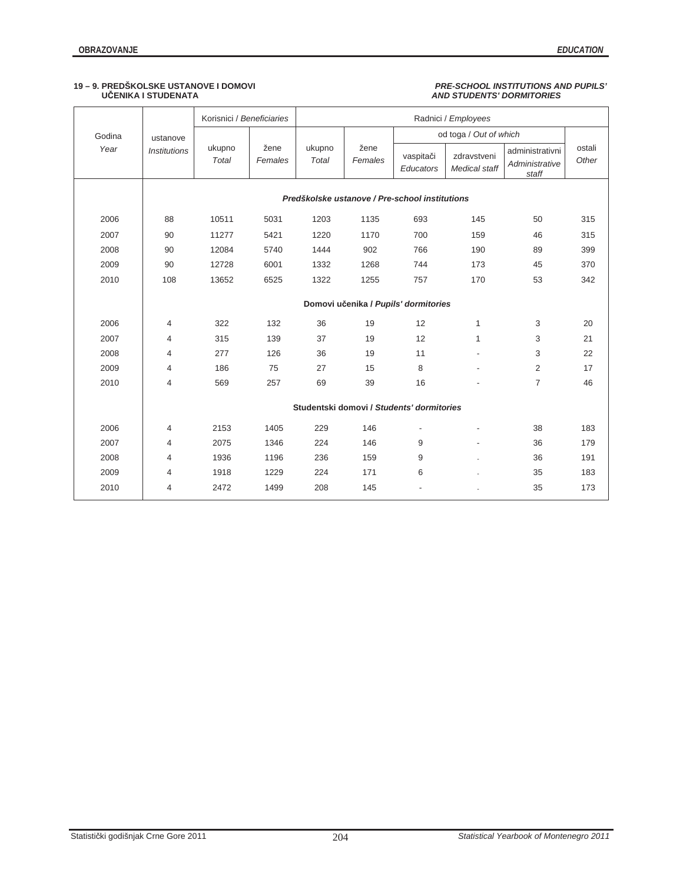## 19 – 9. PREDŠKOLSKE USTANOVE I DOMOVI UČENIKA I STUDENATA

## *PRE-SCHOOL INSTITUTIONS AND PUPILS' AND STUDENTS' DORMITORIES*

| Godina *Year* | ustanove *Institutions* | Korisnici / *Beneficiaries* | | Radnici / *Employees* | | | | | |
|---|---|---|---|---|---|---|---|---|---|
| | | | | | | od toga / *Out of which* | | | |
| | | ukupno *Total* | žene *Females* | ukupno *Total* | žene *Females* | vaspitači *Educators* | zdravstveni *Medical staff* | administrativni *Administrative staff* | ostali *Other* |
| | ***Predškolske ustanove / Pre-school institutions*** | | | | | | | | |
| 2006 | 88 | 10511 | 5031 | 1203 | 1135 | 693 | 145 | 50 | 315 |
| 2007 | 90 | 11277 | 5421 | 1220 | 1170 | 700 | 159 | 46 | 315 |
| 2008 | 90 | 12084 | 5740 | 1444 | 902 | 766 | 190 | 89 | 399 |
| 2009 | 90 | 12728 | 6001 | 1332 | 1268 | 744 | 173 | 45 | 370 |
| 2010 | 108 | 13652 | 6525 | 1322 | 1255 | 757 | 170 | 53 | 342 |
| | **Domovi učenika / *Pupils' dormitories*** | | | | | | | | |
| 2006 | 4 | 322 | 132 | 36 | 19 | 12 | 1 | 3 | 20 |
| 2007 | 4 | 315 | 139 | 37 | 19 | 12 | 1 | 3 | 21 |
| 2008 | 4 | 277 | 126 | 36 | 19 | 11 | - | 3 | 22 |
| 2009 | 4 | 186 | 75 | 27 | 15 | 8 | - | 2 | 17 |
| 2010 | 4 | 569 | 257 | 69 | 39 | 16 | - | 7 | 46 |
| | **Studentski domovi / *Students' dormitories*** | | | | | | | | |
| 2006 | 4 | 2153 | 1405 | 229 | 146 | - | - | 38 | 183 |
| 2007 | 4 | 2075 | 1346 | 224 | 146 | 9 | - | 36 | 179 |
| 2008 | 4 | 1936 | 1196 | 236 | 159 | 9 | - | 36 | 191 |
| 2009 | 4 | 1918 | 1229 | 224 | 171 | 6 | - | 35 | 183 |
| 2010 | 4 | 2472 | 1499 | 208 | 145 | - | - | 35 | 173 |